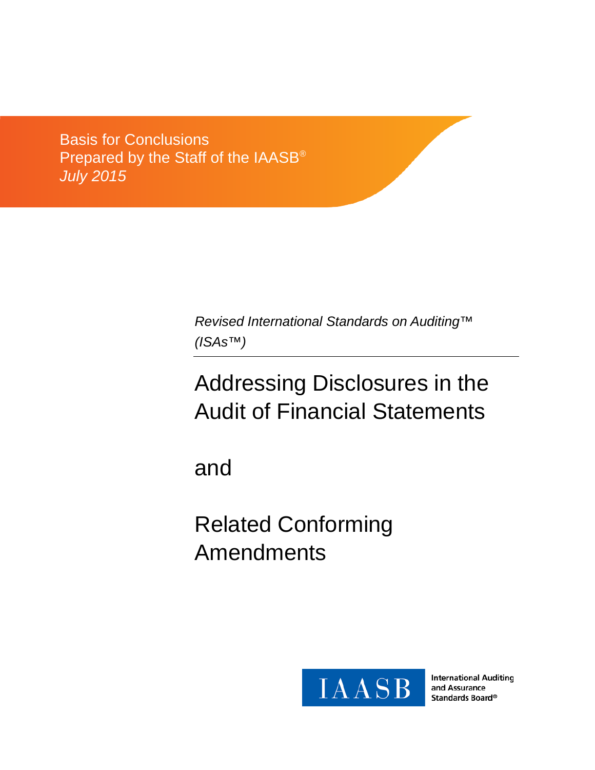Basis for Conclusions
Prepared by the Staff of the IAASB®
*July 2015*

*Revised International Standards on Auditing™ (ISAs™)*

# Addressing Disclosures in the Audit of Financial Statements

# and

# Related Conforming Amendments

IAASB

International Auditing and Assurance Standards Board®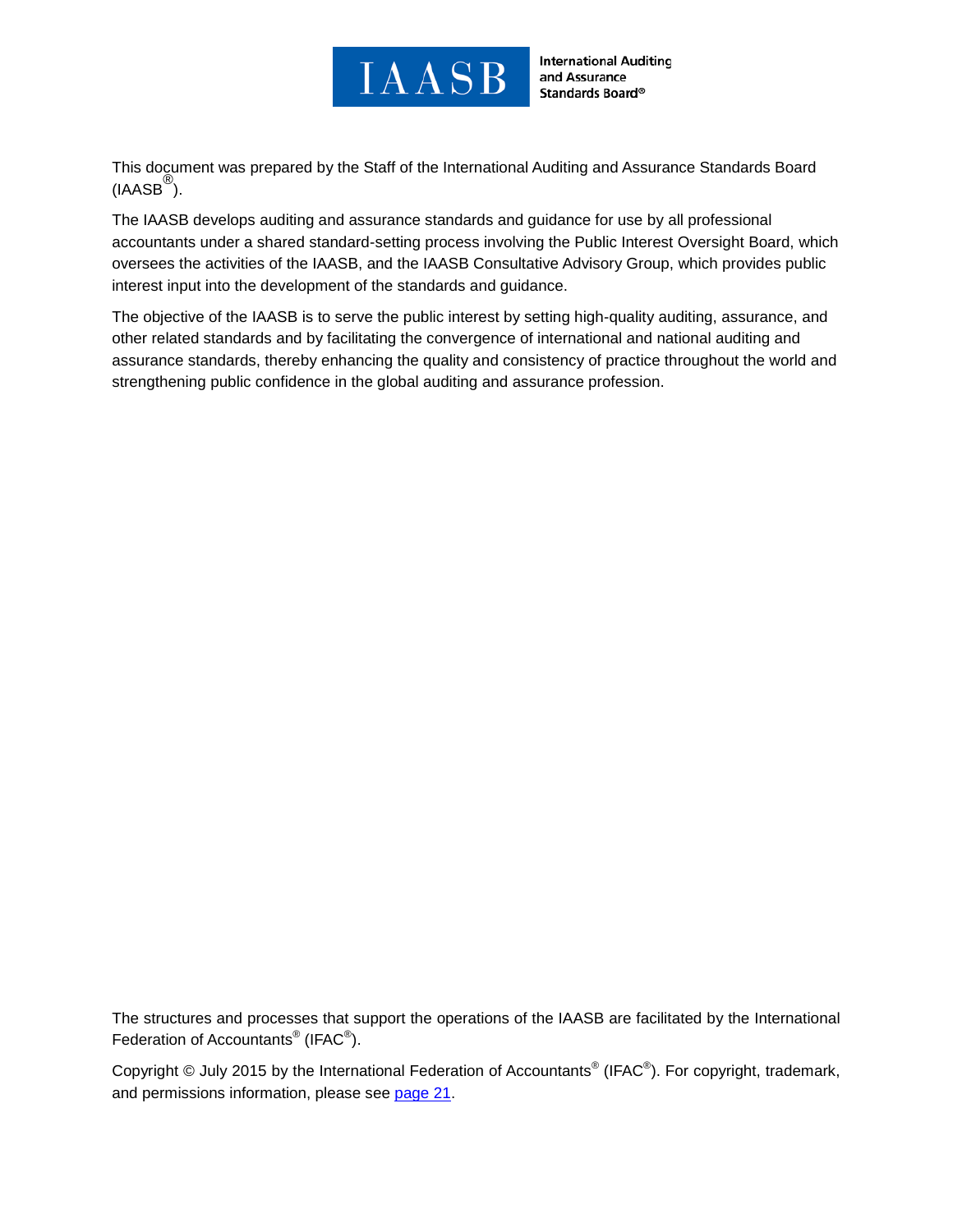IAASB International Auditing and Assurance Standards Board®

This document was prepared by the Staff of the International Auditing and Assurance Standards Board (IAASB®).

The IAASB develops auditing and assurance standards and guidance for use by all professional accountants under a shared standard-setting process involving the Public Interest Oversight Board, which oversees the activities of the IAASB, and the IAASB Consultative Advisory Group, which provides public interest input into the development of the standards and guidance.

The objective of the IAASB is to serve the public interest by setting high-quality auditing, assurance, and other related standards and by facilitating the convergence of international and national auditing and assurance standards, thereby enhancing the quality and consistency of practice throughout the world and strengthening public confidence in the global auditing and assurance profession.

The structures and processes that support the operations of the IAASB are facilitated by the International Federation of Accountants® (IFAC®).

Copyright © July 2015 by the International Federation of Accountants® (IFAC®). For copyright, trademark, and permissions information, please see page 21.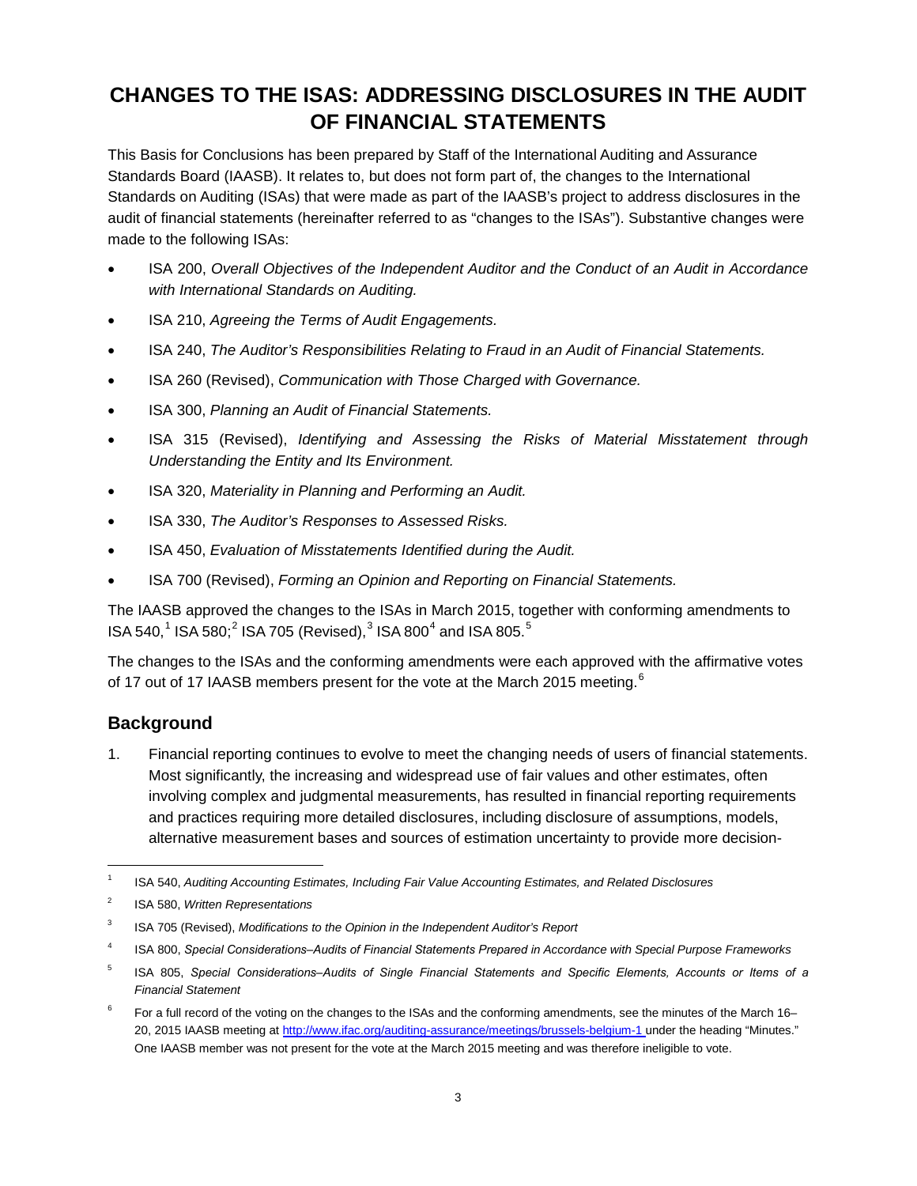# CHANGES TO THE ISAS: ADDRESSING DISCLOSURES IN THE AUDIT OF FINANCIAL STATEMENTS

This Basis for Conclusions has been prepared by Staff of the International Auditing and Assurance Standards Board (IAASB). It relates to, but does not form part of, the changes to the International Standards on Auditing (ISAs) that were made as part of the IAASB's project to address disclosures in the audit of financial statements (hereinafter referred to as "changes to the ISAs"). Substantive changes were made to the following ISAs:

- ISA 200, *Overall Objectives of the Independent Auditor and the Conduct of an Audit in Accordance with International Standards on Auditing.*
- ISA 210, *Agreeing the Terms of Audit Engagements.*
- ISA 240, *The Auditor's Responsibilities Relating to Fraud in an Audit of Financial Statements.*
- ISA 260 (Revised), *Communication with Those Charged with Governance.*
- ISA 300, *Planning an Audit of Financial Statements.*
- ISA 315 (Revised), *Identifying and Assessing the Risks of Material Misstatement through Understanding the Entity and Its Environment.*
- ISA 320, *Materiality in Planning and Performing an Audit.*
- ISA 330, *The Auditor's Responses to Assessed Risks.*
- ISA 450, *Evaluation of Misstatements Identified during the Audit.*
- ISA 700 (Revised), *Forming an Opinion and Reporting on Financial Statements.*

The IAASB approved the changes to the ISAs in March 2015, together with conforming amendments to ISA 540,[1] ISA 580;[2] ISA 705 (Revised),[3] ISA 800[4] and ISA 805.[5]

The changes to the ISAs and the conforming amendments were each approved with the affirmative votes of 17 out of 17 IAASB members present for the vote at the March 2015 meeting.[6]

## Background

1. Financial reporting continues to evolve to meet the changing needs of users of financial statements. Most significantly, the increasing and widespread use of fair values and other estimates, often involving complex and judgmental measurements, has resulted in financial reporting requirements and practices requiring more detailed disclosures, including disclosure of assumptions, models, alternative measurement bases and sources of estimation uncertainty to provide more decision-

---

[1] ISA 540, *Auditing Accounting Estimates, Including Fair Value Accounting Estimates, and Related Disclosures*

[2] ISA 580, *Written Representations*

[3] ISA 705 (Revised), *Modifications to the Opinion in the Independent Auditor's Report*

[4] ISA 800, *Special Considerations–Audits of Financial Statements Prepared in Accordance with Special Purpose Frameworks*

[5] ISA 805, *Special Considerations–Audits of Single Financial Statements and Specific Elements, Accounts or Items of a Financial Statement*

[6] For a full record of the voting on the changes to the ISAs and the conforming amendments, see the minutes of the March 16–20, 2015 IAASB meeting at http://www.ifac.org/auditing-assurance/meetings/brussels-belgium-1 under the heading "Minutes." One IAASB member was not present for the vote at the March 2015 meeting and was therefore ineligible to vote.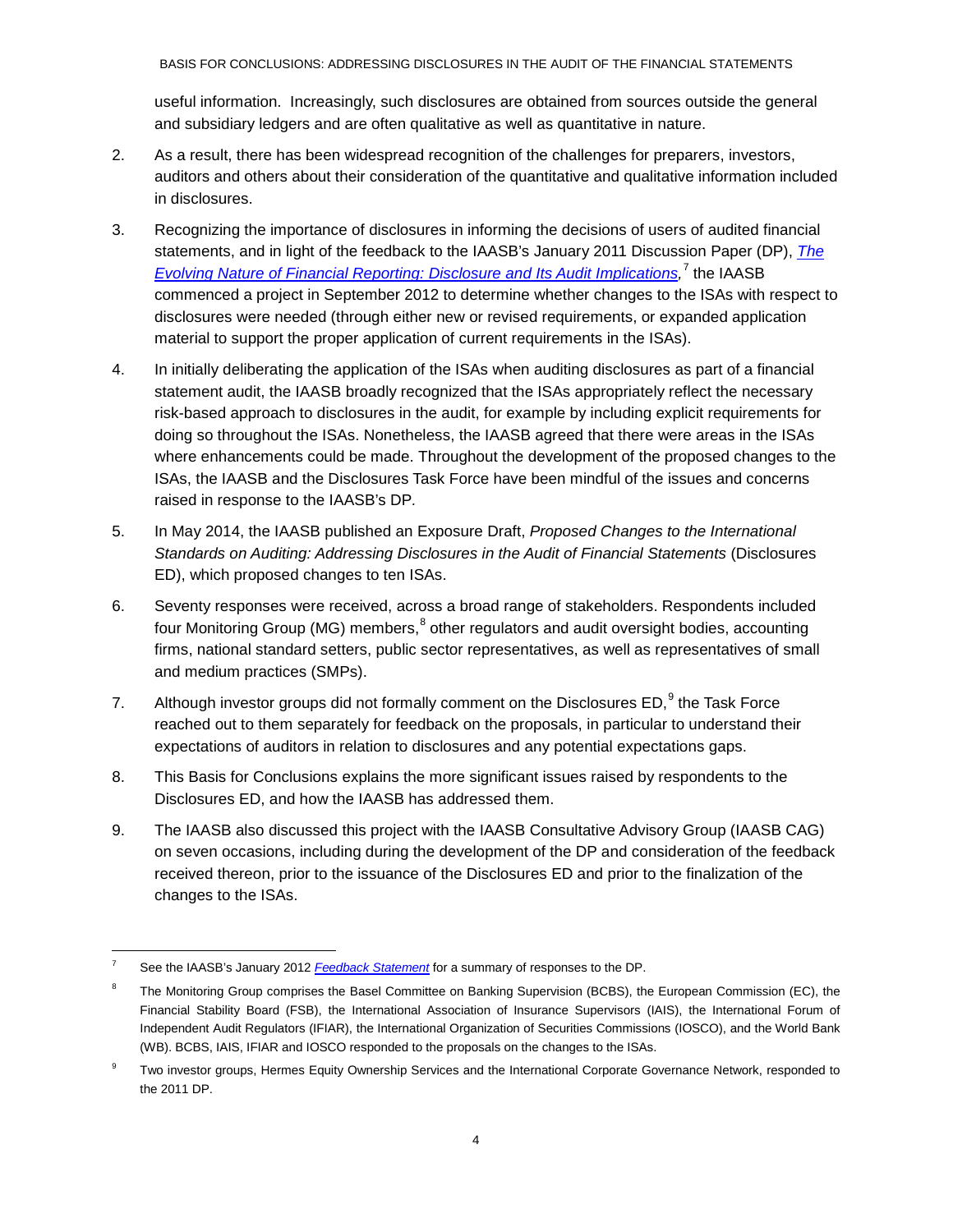useful information. Increasingly, such disclosures are obtained from sources outside the general and subsidiary ledgers and are often qualitative as well as quantitative in nature.

2. As a result, there has been widespread recognition of the challenges for preparers, investors, auditors and others about their consideration of the quantitative and qualitative information included in disclosures.

3. Recognizing the importance of disclosures in informing the decisions of users of audited financial statements, and in light of the feedback to the IAASB's January 2011 Discussion Paper (DP), *The Evolving Nature of Financial Reporting: Disclosure and Its Audit Implications,*[7] the IAASB commenced a project in September 2012 to determine whether changes to the ISAs with respect to disclosures were needed (through either new or revised requirements, or expanded application material to support the proper application of current requirements in the ISAs).

4. In initially deliberating the application of the ISAs when auditing disclosures as part of a financial statement audit, the IAASB broadly recognized that the ISAs appropriately reflect the necessary risk-based approach to disclosures in the audit, for example by including explicit requirements for doing so throughout the ISAs. Nonetheless, the IAASB agreed that there were areas in the ISAs where enhancements could be made. Throughout the development of the proposed changes to the ISAs, the IAASB and the Disclosures Task Force have been mindful of the issues and concerns raised in response to the IAASB's DP.

5. In May 2014, the IAASB published an Exposure Draft, *Proposed Changes to the International Standards on Auditing: Addressing Disclosures in the Audit of Financial Statements* (Disclosures ED), which proposed changes to ten ISAs.

6. Seventy responses were received, across a broad range of stakeholders. Respondents included four Monitoring Group (MG) members,[8] other regulators and audit oversight bodies, accounting firms, national standard setters, public sector representatives, as well as representatives of small and medium practices (SMPs).

7. Although investor groups did not formally comment on the Disclosures ED,[9] the Task Force reached out to them separately for feedback on the proposals, in particular to understand their expectations of auditors in relation to disclosures and any potential expectations gaps.

8. This Basis for Conclusions explains the more significant issues raised by respondents to the Disclosures ED, and how the IAASB has addressed them.

9. The IAASB also discussed this project with the IAASB Consultative Advisory Group (IAASB CAG) on seven occasions, including during the development of the DP and consideration of the feedback received thereon, prior to the issuance of the Disclosures ED and prior to the finalization of the changes to the ISAs.

---

[7] See the IAASB's January 2012 *Feedback Statement* for a summary of responses to the DP.

[8] The Monitoring Group comprises the Basel Committee on Banking Supervision (BCBS), the European Commission (EC), the Financial Stability Board (FSB), the International Association of Insurance Supervisors (IAIS), the International Forum of Independent Audit Regulators (IFIAR), the International Organization of Securities Commissions (IOSCO), and the World Bank (WB). BCBS, IAIS, IFIAR and IOSCO responded to the proposals on the changes to the ISAs.

[9] Two investor groups, Hermes Equity Ownership Services and the International Corporate Governance Network, responded to the 2011 DP.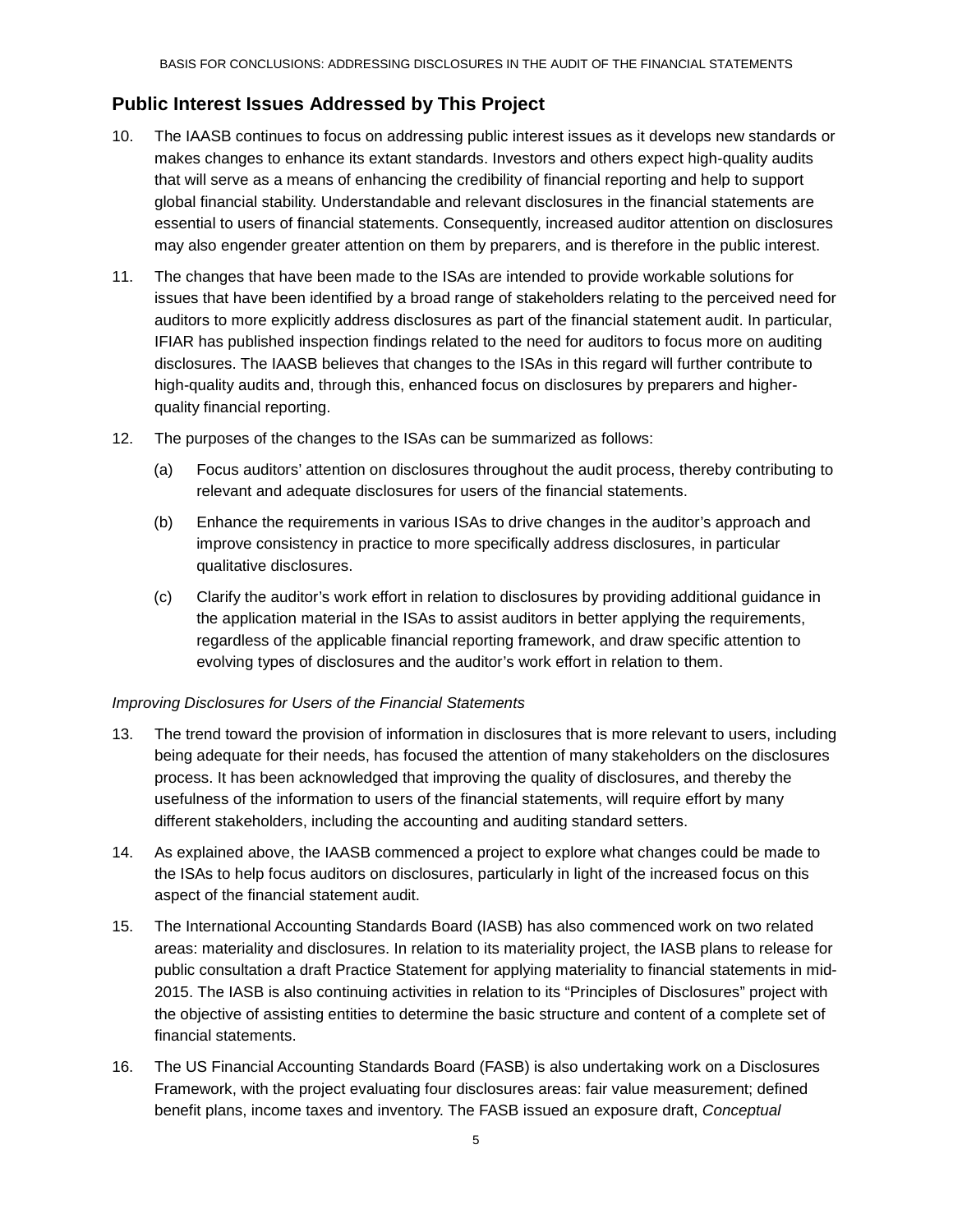## Public Interest Issues Addressed by This Project

10. The IAASB continues to focus on addressing public interest issues as it develops new standards or makes changes to enhance its extant standards. Investors and others expect high-quality audits that will serve as a means of enhancing the credibility of financial reporting and help to support global financial stability. Understandable and relevant disclosures in the financial statements are essential to users of financial statements. Consequently, increased auditor attention on disclosures may also engender greater attention on them by preparers, and is therefore in the public interest.

11. The changes that have been made to the ISAs are intended to provide workable solutions for issues that have been identified by a broad range of stakeholders relating to the perceived need for auditors to more explicitly address disclosures as part of the financial statement audit. In particular, IFIAR has published inspection findings related to the need for auditors to focus more on auditing disclosures. The IAASB believes that changes to the ISAs in this regard will further contribute to high-quality audits and, through this, enhanced focus on disclosures by preparers and higher-quality financial reporting.

12. The purposes of the changes to the ISAs can be summarized as follows:

    (a) Focus auditors' attention on disclosures throughout the audit process, thereby contributing to relevant and adequate disclosures for users of the financial statements.

    (b) Enhance the requirements in various ISAs to drive changes in the auditor's approach and improve consistency in practice to more specifically address disclosures, in particular qualitative disclosures.

    (c) Clarify the auditor's work effort in relation to disclosures by providing additional guidance in the application material in the ISAs to assist auditors in better applying the requirements, regardless of the applicable financial reporting framework, and draw specific attention to evolving types of disclosures and the auditor's work effort in relation to them.

*Improving Disclosures for Users of the Financial Statements*

13. The trend toward the provision of information in disclosures that is more relevant to users, including being adequate for their needs, has focused the attention of many stakeholders on the disclosures process. It has been acknowledged that improving the quality of disclosures, and thereby the usefulness of the information to users of the financial statements, will require effort by many different stakeholders, including the accounting and auditing standard setters.

14. As explained above, the IAASB commenced a project to explore what changes could be made to the ISAs to help focus auditors on disclosures, particularly in light of the increased focus on this aspect of the financial statement audit.

15. The International Accounting Standards Board (IASB) has also commenced work on two related areas: materiality and disclosures. In relation to its materiality project, the IASB plans to release for public consultation a draft Practice Statement for applying materiality to financial statements in mid-2015. The IASB is also continuing activities in relation to its "Principles of Disclosures" project with the objective of assisting entities to determine the basic structure and content of a complete set of financial statements.

16. The US Financial Accounting Standards Board (FASB) is also undertaking work on a Disclosures Framework, with the project evaluating four disclosures areas: fair value measurement; defined benefit plans, income taxes and inventory. The FASB issued an exposure draft, *Conceptual*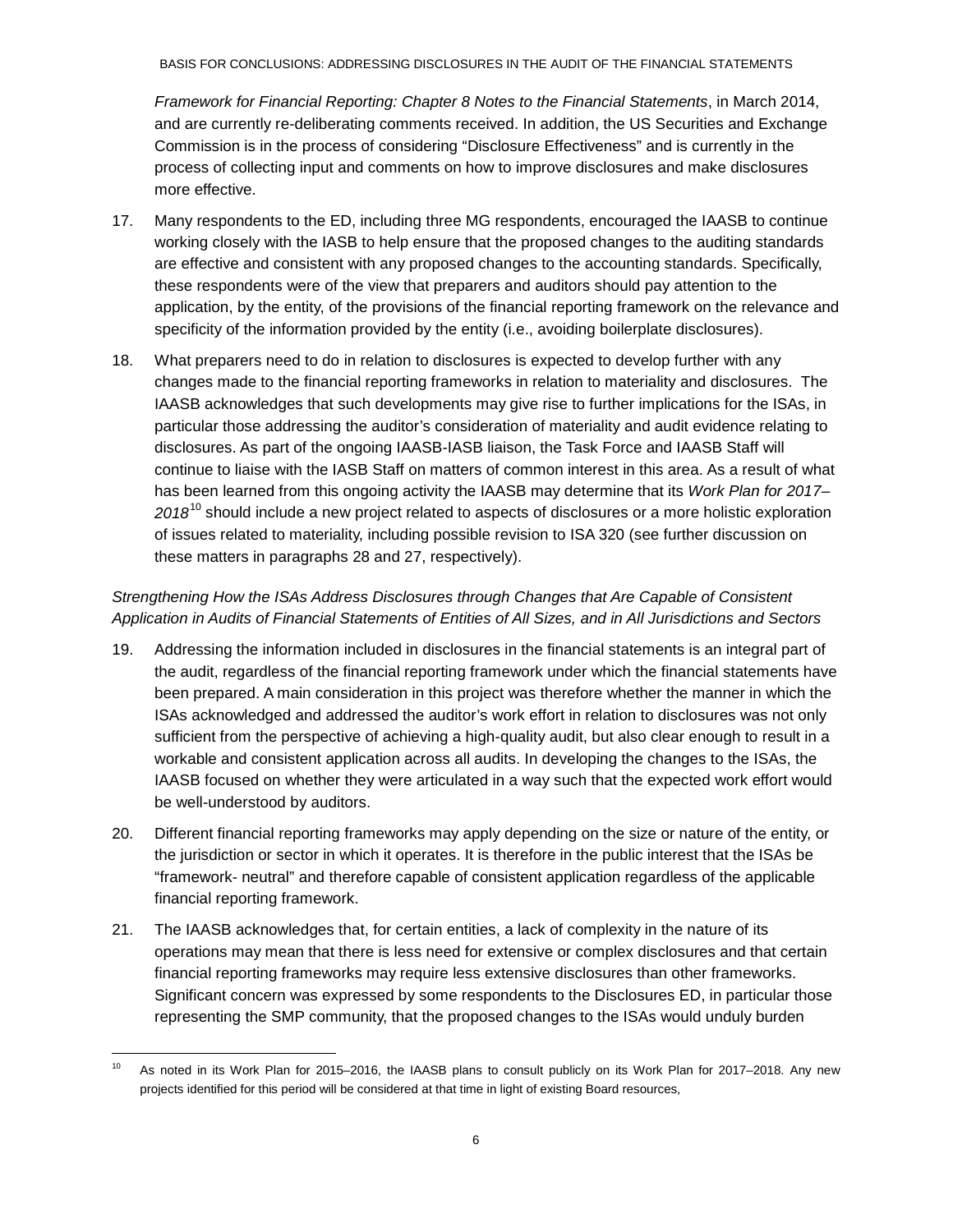*Framework for Financial Reporting: Chapter 8 Notes to the Financial Statements*, in March 2014, and are currently re-deliberating comments received. In addition, the US Securities and Exchange Commission is in the process of considering "Disclosure Effectiveness" and is currently in the process of collecting input and comments on how to improve disclosures and make disclosures more effective.

17. Many respondents to the ED, including three MG respondents, encouraged the IAASB to continue working closely with the IASB to help ensure that the proposed changes to the auditing standards are effective and consistent with any proposed changes to the accounting standards. Specifically, these respondents were of the view that preparers and auditors should pay attention to the application, by the entity, of the provisions of the financial reporting framework on the relevance and specificity of the information provided by the entity (i.e., avoiding boilerplate disclosures).

18. What preparers need to do in relation to disclosures is expected to develop further with any changes made to the financial reporting frameworks in relation to materiality and disclosures. The IAASB acknowledges that such developments may give rise to further implications for the ISAs, in particular those addressing the auditor's consideration of materiality and audit evidence relating to disclosures. As part of the ongoing IAASB-IASB liaison, the Task Force and IAASB Staff will continue to liaise with the IASB Staff on matters of common interest in this area. As a result of what has been learned from this ongoing activity the IAASB may determine that its *Work Plan for 2017–2018*[10] should include a new project related to aspects of disclosures or a more holistic exploration of issues related to materiality, including possible revision to ISA 320 (see further discussion on these matters in paragraphs 28 and 27, respectively).

*Strengthening How the ISAs Address Disclosures through Changes that Are Capable of Consistent Application in Audits of Financial Statements of Entities of All Sizes, and in All Jurisdictions and Sectors*

19. Addressing the information included in disclosures in the financial statements is an integral part of the audit, regardless of the financial reporting framework under which the financial statements have been prepared. A main consideration in this project was therefore whether the manner in which the ISAs acknowledged and addressed the auditor's work effort in relation to disclosures was not only sufficient from the perspective of achieving a high-quality audit, but also clear enough to result in a workable and consistent application across all audits. In developing the changes to the ISAs, the IAASB focused on whether they were articulated in a way such that the expected work effort would be well-understood by auditors.

20. Different financial reporting frameworks may apply depending on the size or nature of the entity, or the jurisdiction or sector in which it operates. It is therefore in the public interest that the ISAs be "framework- neutral" and therefore capable of consistent application regardless of the applicable financial reporting framework.

21. The IAASB acknowledges that, for certain entities, a lack of complexity in the nature of its operations may mean that there is less need for extensive or complex disclosures and that certain financial reporting frameworks may require less extensive disclosures than other frameworks. Significant concern was expressed by some respondents to the Disclosures ED, in particular those representing the SMP community, that the proposed changes to the ISAs would unduly burden

[10] As noted in its Work Plan for 2015–2016, the IAASB plans to consult publicly on its Work Plan for 2017–2018. Any new projects identified for this period will be considered at that time in light of existing Board resources,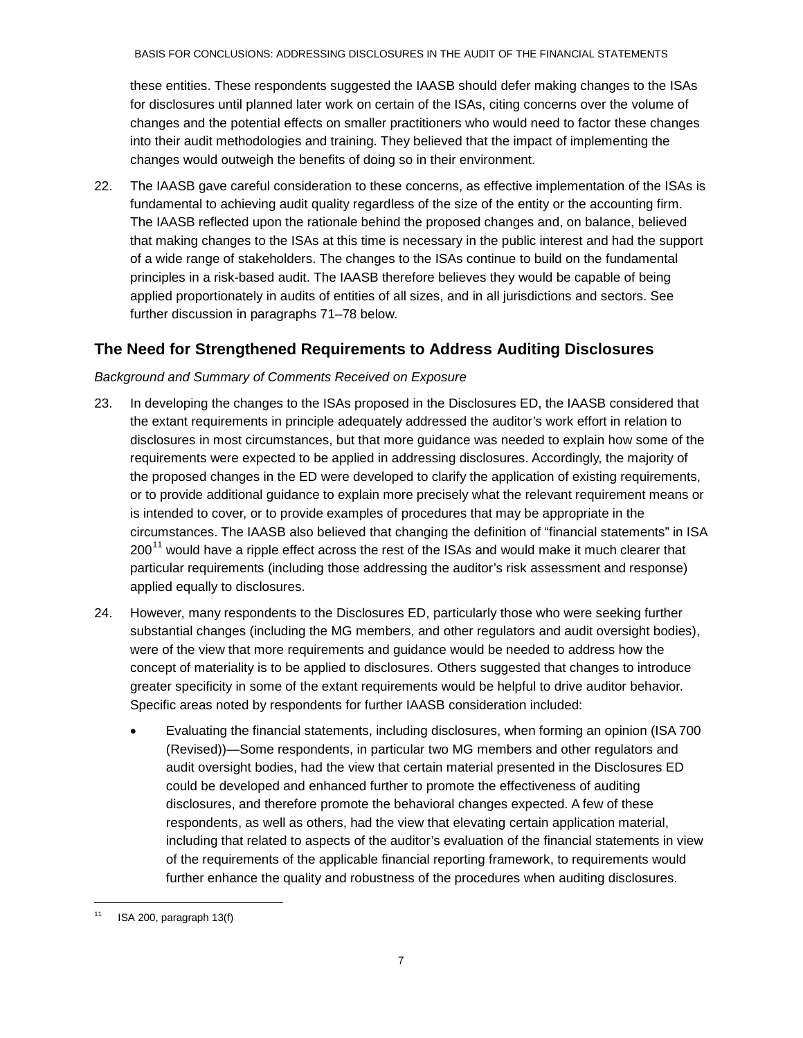these entities. These respondents suggested the IAASB should defer making changes to the ISAs for disclosures until planned later work on certain of the ISAs, citing concerns over the volume of changes and the potential effects on smaller practitioners who would need to factor these changes into their audit methodologies and training. They believed that the impact of implementing the changes would outweigh the benefits of doing so in their environment.

22. The IAASB gave careful consideration to these concerns, as effective implementation of the ISAs is fundamental to achieving audit quality regardless of the size of the entity or the accounting firm. The IAASB reflected upon the rationale behind the proposed changes and, on balance, believed that making changes to the ISAs at this time is necessary in the public interest and had the support of a wide range of stakeholders. The changes to the ISAs continue to build on the fundamental principles in a risk-based audit. The IAASB therefore believes they would be capable of being applied proportionately in audits of entities of all sizes, and in all jurisdictions and sectors. See further discussion in paragraphs 71–78 below.

## The Need for Strengthened Requirements to Address Auditing Disclosures

*Background and Summary of Comments Received on Exposure*

23. In developing the changes to the ISAs proposed in the Disclosures ED, the IAASB considered that the extant requirements in principle adequately addressed the auditor's work effort in relation to disclosures in most circumstances, but that more guidance was needed to explain how some of the requirements were expected to be applied in addressing disclosures. Accordingly, the majority of the proposed changes in the ED were developed to clarify the application of existing requirements, or to provide additional guidance to explain more precisely what the relevant requirement means or is intended to cover, or to provide examples of procedures that may be appropriate in the circumstances. The IAASB also believed that changing the definition of "financial statements" in ISA 200[11] would have a ripple effect across the rest of the ISAs and would make it much clearer that particular requirements (including those addressing the auditor's risk assessment and response) applied equally to disclosures.

24. However, many respondents to the Disclosures ED, particularly those who were seeking further substantial changes (including the MG members, and other regulators and audit oversight bodies), were of the view that more requirements and guidance would be needed to address how the concept of materiality is to be applied to disclosures. Others suggested that changes to introduce greater specificity in some of the extant requirements would be helpful to drive auditor behavior. Specific areas noted by respondents for further IAASB consideration included:

    - Evaluating the financial statements, including disclosures, when forming an opinion (ISA 700 (Revised))—Some respondents, in particular two MG members and other regulators and audit oversight bodies, had the view that certain material presented in the Disclosures ED could be developed and enhanced further to promote the effectiveness of auditing disclosures, and therefore promote the behavioral changes expected. A few of these respondents, as well as others, had the view that elevating certain application material, including that related to aspects of the auditor's evaluation of the financial statements in view of the requirements of the applicable financial reporting framework, to requirements would further enhance the quality and robustness of the procedures when auditing disclosures.

[11] ISA 200, paragraph 13(f)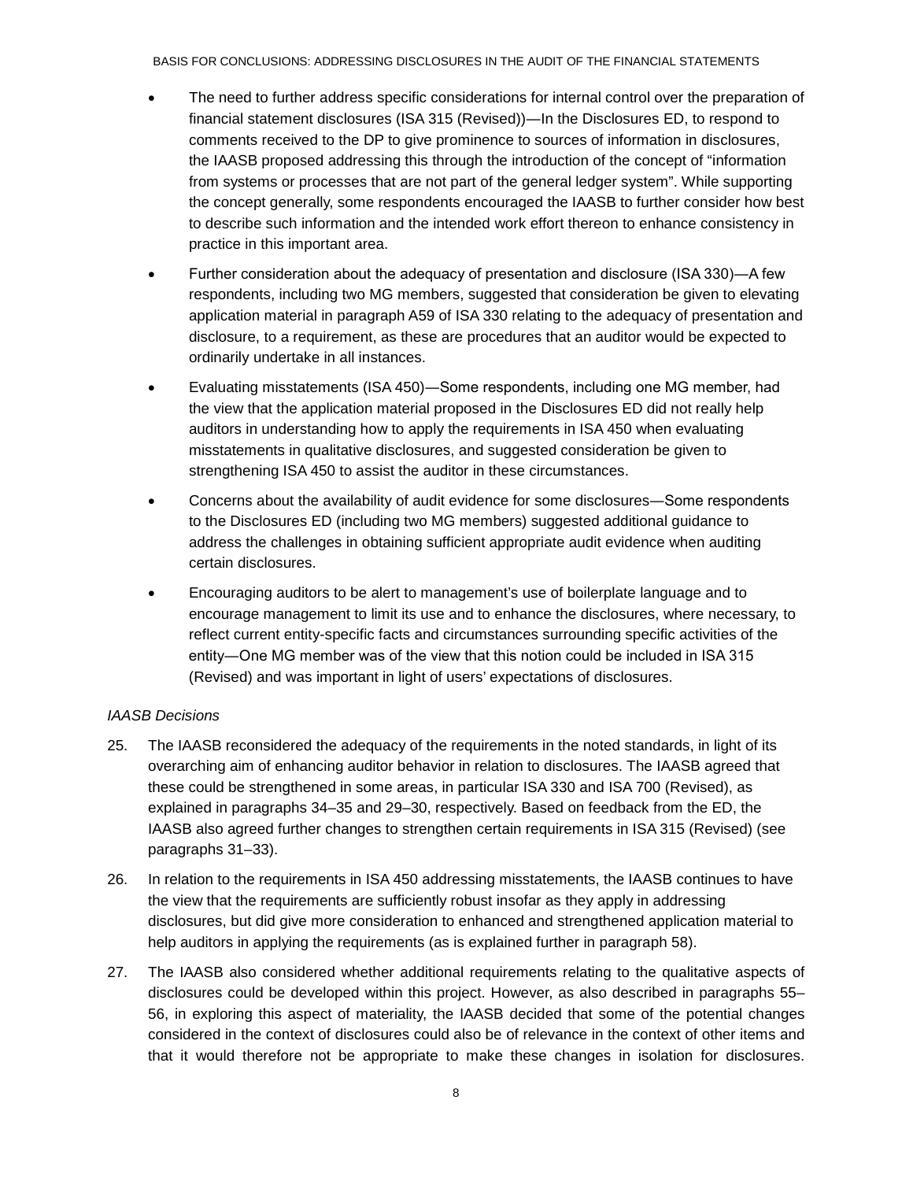- The need to further address specific considerations for internal control over the preparation of financial statement disclosures (ISA 315 (Revised))—In the Disclosures ED, to respond to comments received to the DP to give prominence to sources of information in disclosures, the IAASB proposed addressing this through the introduction of the concept of "information from systems or processes that are not part of the general ledger system". While supporting the concept generally, some respondents encouraged the IAASB to further consider how best to describe such information and the intended work effort thereon to enhance consistency in practice in this important area.
- Further consideration about the adequacy of presentation and disclosure (ISA 330)—A few respondents, including two MG members, suggested that consideration be given to elevating application material in paragraph A59 of ISA 330 relating to the adequacy of presentation and disclosure, to a requirement, as these are procedures that an auditor would be expected to ordinarily undertake in all instances.
- Evaluating misstatements (ISA 450)—Some respondents, including one MG member, had the view that the application material proposed in the Disclosures ED did not really help auditors in understanding how to apply the requirements in ISA 450 when evaluating misstatements in qualitative disclosures, and suggested consideration be given to strengthening ISA 450 to assist the auditor in these circumstances.
- Concerns about the availability of audit evidence for some disclosures—Some respondents to the Disclosures ED (including two MG members) suggested additional guidance to address the challenges in obtaining sufficient appropriate audit evidence when auditing certain disclosures.
- Encouraging auditors to be alert to management's use of boilerplate language and to encourage management to limit its use and to enhance the disclosures, where necessary, to reflect current entity-specific facts and circumstances surrounding specific activities of the entity—One MG member was of the view that this notion could be included in ISA 315 (Revised) and was important in light of users' expectations of disclosures.

*IAASB Decisions*

25. The IAASB reconsidered the adequacy of the requirements in the noted standards, in light of its overarching aim of enhancing auditor behavior in relation to disclosures. The IAASB agreed that these could be strengthened in some areas, in particular ISA 330 and ISA 700 (Revised), as explained in paragraphs 34–35 and 29–30, respectively. Based on feedback from the ED, the IAASB also agreed further changes to strengthen certain requirements in ISA 315 (Revised) (see paragraphs 31–33).

26. In relation to the requirements in ISA 450 addressing misstatements, the IAASB continues to have the view that the requirements are sufficiently robust insofar as they apply in addressing disclosures, but did give more consideration to enhanced and strengthened application material to help auditors in applying the requirements (as is explained further in paragraph 58).

27. The IAASB also considered whether additional requirements relating to the qualitative aspects of disclosures could be developed within this project. However, as also described in paragraphs 55–56, in exploring this aspect of materiality, the IAASB decided that some of the potential changes considered in the context of disclosures could also be of relevance in the context of other items and that it would therefore not be appropriate to make these changes in isolation for disclosures.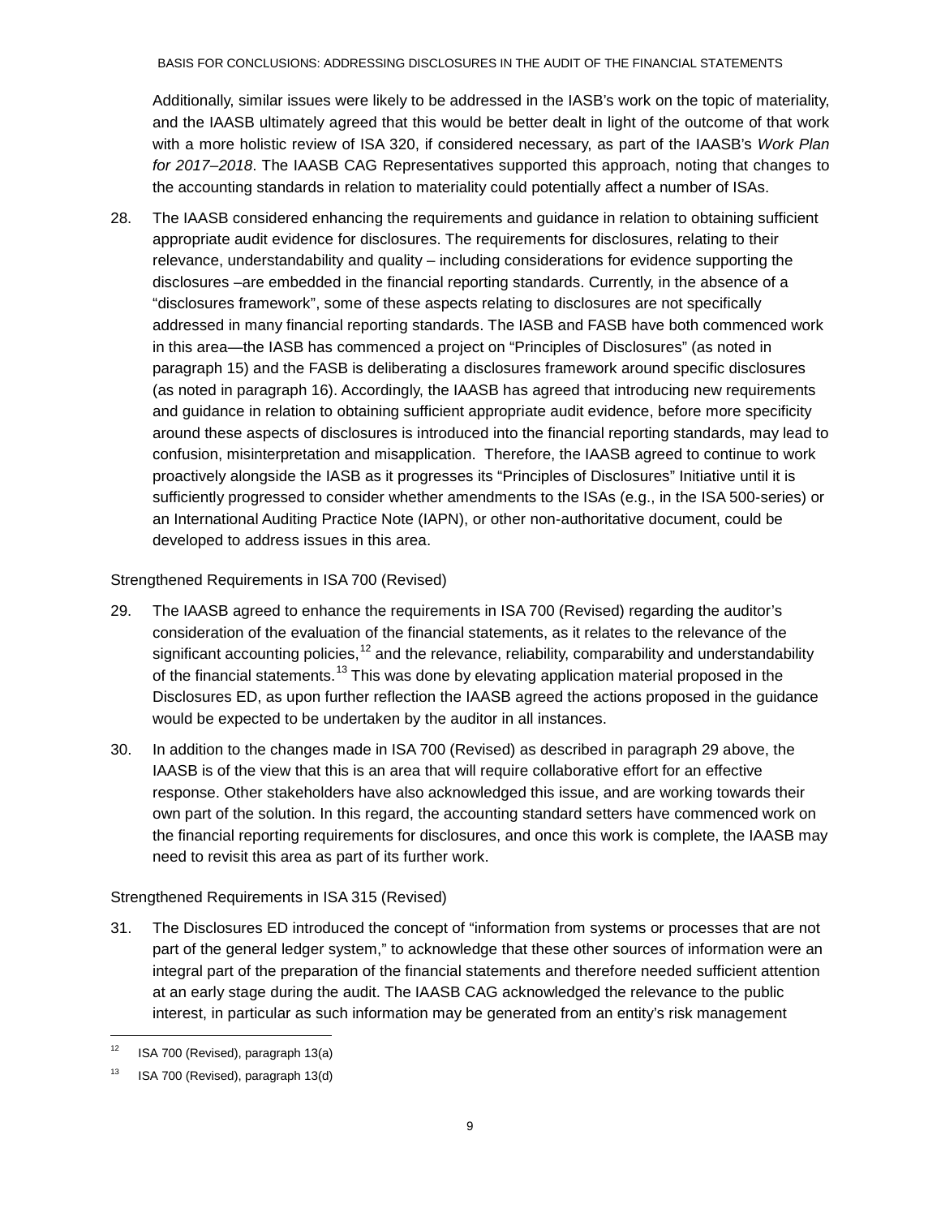Additionally, similar issues were likely to be addressed in the IASB's work on the topic of materiality, and the IAASB ultimately agreed that this would be better dealt in light of the outcome of that work with a more holistic review of ISA 320, if considered necessary, as part of the IAASB's *Work Plan for 2017–2018*. The IAASB CAG Representatives supported this approach, noting that changes to the accounting standards in relation to materiality could potentially affect a number of ISAs.

28. The IAASB considered enhancing the requirements and guidance in relation to obtaining sufficient appropriate audit evidence for disclosures. The requirements for disclosures, relating to their relevance, understandability and quality – including considerations for evidence supporting the disclosures –are embedded in the financial reporting standards. Currently, in the absence of a "disclosures framework", some of these aspects relating to disclosures are not specifically addressed in many financial reporting standards. The IASB and FASB have both commenced work in this area—the IASB has commenced a project on "Principles of Disclosures" (as noted in paragraph 15) and the FASB is deliberating a disclosures framework around specific disclosures (as noted in paragraph 16). Accordingly, the IAASB has agreed that introducing new requirements and guidance in relation to obtaining sufficient appropriate audit evidence, before more specificity around these aspects of disclosures is introduced into the financial reporting standards, may lead to confusion, misinterpretation and misapplication. Therefore, the IAASB agreed to continue to work proactively alongside the IASB as it progresses its "Principles of Disclosures" Initiative until it is sufficiently progressed to consider whether amendments to the ISAs (e.g., in the ISA 500-series) or an International Auditing Practice Note (IAPN), or other non-authoritative document, could be developed to address issues in this area.

Strengthened Requirements in ISA 700 (Revised)

29. The IAASB agreed to enhance the requirements in ISA 700 (Revised) regarding the auditor's consideration of the evaluation of the financial statements, as it relates to the relevance of the significant accounting policies,[12] and the relevance, reliability, comparability and understandability of the financial statements.[13] This was done by elevating application material proposed in the Disclosures ED, as upon further reflection the IAASB agreed the actions proposed in the guidance would be expected to be undertaken by the auditor in all instances.

30. In addition to the changes made in ISA 700 (Revised) as described in paragraph 29 above, the IAASB is of the view that this is an area that will require collaborative effort for an effective response. Other stakeholders have also acknowledged this issue, and are working towards their own part of the solution. In this regard, the accounting standard setters have commenced work on the financial reporting requirements for disclosures, and once this work is complete, the IAASB may need to revisit this area as part of its further work.

Strengthened Requirements in ISA 315 (Revised)

31. The Disclosures ED introduced the concept of "information from systems or processes that are not part of the general ledger system," to acknowledge that these other sources of information were an integral part of the preparation of the financial statements and therefore needed sufficient attention at an early stage during the audit. The IAASB CAG acknowledged the relevance to the public interest, in particular as such information may be generated from an entity's risk management

[12] ISA 700 (Revised), paragraph 13(a)

[13] ISA 700 (Revised), paragraph 13(d)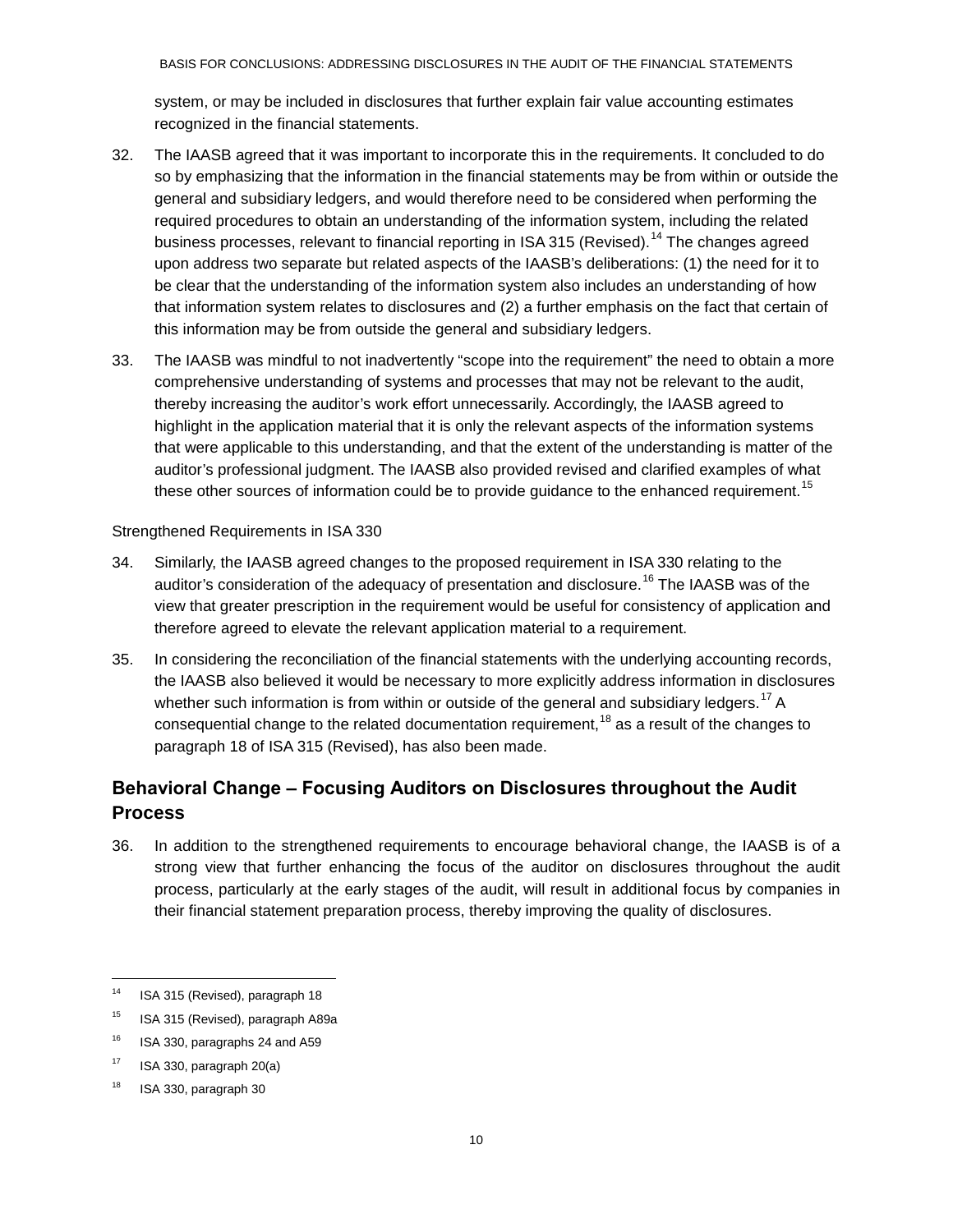system, or may be included in disclosures that further explain fair value accounting estimates recognized in the financial statements.

32. The IAASB agreed that it was important to incorporate this in the requirements. It concluded to do so by emphasizing that the information in the financial statements may be from within or outside the general and subsidiary ledgers, and would therefore need to be considered when performing the required procedures to obtain an understanding of the information system, including the related business processes, relevant to financial reporting in ISA 315 (Revised).[14] The changes agreed upon address two separate but related aspects of the IAASB's deliberations: (1) the need for it to be clear that the understanding of the information system also includes an understanding of how that information system relates to disclosures and (2) a further emphasis on the fact that certain of this information may be from outside the general and subsidiary ledgers.

33. The IAASB was mindful to not inadvertently "scope into the requirement" the need to obtain a more comprehensive understanding of systems and processes that may not be relevant to the audit, thereby increasing the auditor's work effort unnecessarily. Accordingly, the IAASB agreed to highlight in the application material that it is only the relevant aspects of the information systems that were applicable to this understanding, and that the extent of the understanding is matter of the auditor's professional judgment. The IAASB also provided revised and clarified examples of what these other sources of information could be to provide guidance to the enhanced requirement.[15]

Strengthened Requirements in ISA 330

34. Similarly, the IAASB agreed changes to the proposed requirement in ISA 330 relating to the auditor's consideration of the adequacy of presentation and disclosure.[16] The IAASB was of the view that greater prescription in the requirement would be useful for consistency of application and therefore agreed to elevate the relevant application material to a requirement.

35. In considering the reconciliation of the financial statements with the underlying accounting records, the IAASB also believed it would be necessary to more explicitly address information in disclosures whether such information is from within or outside of the general and subsidiary ledgers.[17] A consequential change to the related documentation requirement,[18] as a result of the changes to paragraph 18 of ISA 315 (Revised), has also been made.

## Behavioral Change – Focusing Auditors on Disclosures throughout the Audit Process

36. In addition to the strengthened requirements to encourage behavioral change, the IAASB is of a strong view that further enhancing the focus of the auditor on disclosures throughout the audit process, particularly at the early stages of the audit, will result in additional focus by companies in their financial statement preparation process, thereby improving the quality of disclosures.

---

[14] ISA 315 (Revised), paragraph 18

[15] ISA 315 (Revised), paragraph A89a

[16] ISA 330, paragraphs 24 and A59

[17] ISA 330, paragraph 20(a)

[18] ISA 330, paragraph 30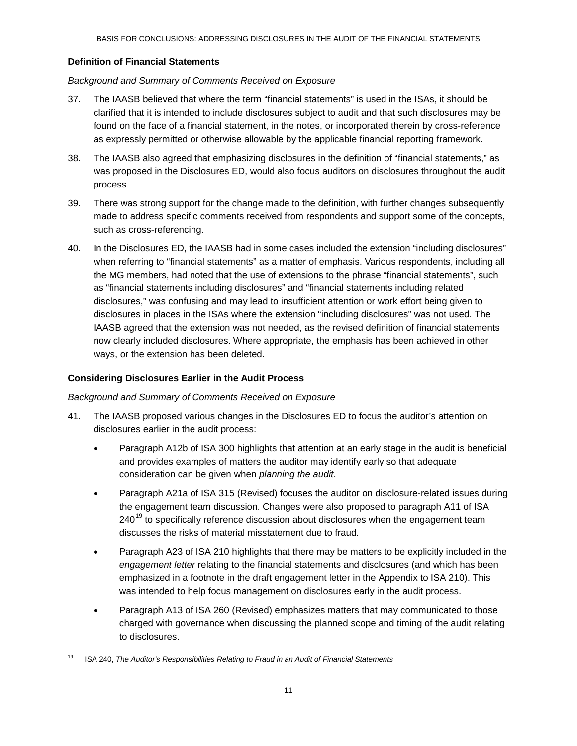### Definition of Financial Statements

*Background and Summary of Comments Received on Exposure*

37. The IAASB believed that where the term "financial statements" is used in the ISAs, it should be clarified that it is intended to include disclosures subject to audit and that such disclosures may be found on the face of a financial statement, in the notes, or incorporated therein by cross-reference as expressly permitted or otherwise allowable by the applicable financial reporting framework.

38. The IAASB also agreed that emphasizing disclosures in the definition of "financial statements," as was proposed in the Disclosures ED, would also focus auditors on disclosures throughout the audit process.

39. There was strong support for the change made to the definition, with further changes subsequently made to address specific comments received from respondents and support some of the concepts, such as cross-referencing.

40. In the Disclosures ED, the IAASB had in some cases included the extension "including disclosures" when referring to "financial statements" as a matter of emphasis. Various respondents, including all the MG members, had noted that the use of extensions to the phrase "financial statements", such as "financial statements including disclosures" and "financial statements including related disclosures," was confusing and may lead to insufficient attention or work effort being given to disclosures in places in the ISAs where the extension "including disclosures" was not used. The IAASB agreed that the extension was not needed, as the revised definition of financial statements now clearly included disclosures. Where appropriate, the emphasis has been achieved in other ways, or the extension has been deleted.

### Considering Disclosures Earlier in the Audit Process

*Background and Summary of Comments Received on Exposure*

41. The IAASB proposed various changes in the Disclosures ED to focus the auditor's attention on disclosures earlier in the audit process:

    - Paragraph A12b of ISA 300 highlights that attention at an early stage in the audit is beneficial and provides examples of matters the auditor may identify early so that adequate consideration can be given when *planning the audit*.
    - Paragraph A21a of ISA 315 (Revised) focuses the auditor on disclosure-related issues during the engagement team discussion. Changes were also proposed to paragraph A11 of ISA 240[19] to specifically reference discussion about disclosures when the engagement team discusses the risks of material misstatement due to fraud.
    - Paragraph A23 of ISA 210 highlights that there may be matters to be explicitly included in the *engagement letter* relating to the financial statements and disclosures (and which has been emphasized in a footnote in the draft engagement letter in the Appendix to ISA 210). This was intended to help focus management on disclosures early in the audit process.
    - Paragraph A13 of ISA 260 (Revised) emphasizes matters that may communicated to those charged with governance when discussing the planned scope and timing of the audit relating to disclosures.

[19] ISA 240, *The Auditor's Responsibilities Relating to Fraud in an Audit of Financial Statements*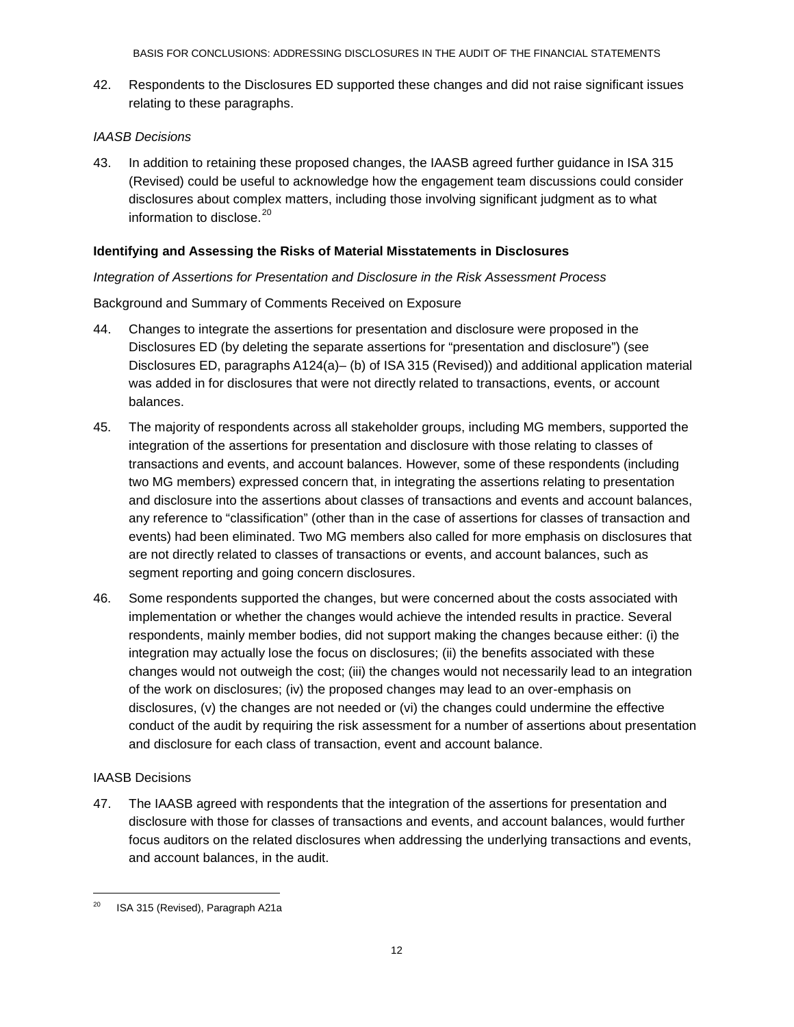42. Respondents to the Disclosures ED supported these changes and did not raise significant issues relating to these paragraphs.

*IAASB Decisions*

43. In addition to retaining these proposed changes, the IAASB agreed further guidance in ISA 315 (Revised) could be useful to acknowledge how the engagement team discussions could consider disclosures about complex matters, including those involving significant judgment as to what information to disclose.[20]

**Identifying and Assessing the Risks of Material Misstatements in Disclosures**

*Integration of Assertions for Presentation and Disclosure in the Risk Assessment Process*

Background and Summary of Comments Received on Exposure

44. Changes to integrate the assertions for presentation and disclosure were proposed in the Disclosures ED (by deleting the separate assertions for "presentation and disclosure") (see Disclosures ED, paragraphs A124(a)– (b) of ISA 315 (Revised)) and additional application material was added in for disclosures that were not directly related to transactions, events, or account balances.

45. The majority of respondents across all stakeholder groups, including MG members, supported the integration of the assertions for presentation and disclosure with those relating to classes of transactions and events, and account balances. However, some of these respondents (including two MG members) expressed concern that, in integrating the assertions relating to presentation and disclosure into the assertions about classes of transactions and events and account balances, any reference to "classification" (other than in the case of assertions for classes of transaction and events) had been eliminated. Two MG members also called for more emphasis on disclosures that are not directly related to classes of transactions or events, and account balances, such as segment reporting and going concern disclosures.

46. Some respondents supported the changes, but were concerned about the costs associated with implementation or whether the changes would achieve the intended results in practice. Several respondents, mainly member bodies, did not support making the changes because either: (i) the integration may actually lose the focus on disclosures; (ii) the benefits associated with these changes would not outweigh the cost; (iii) the changes would not necessarily lead to an integration of the work on disclosures; (iv) the proposed changes may lead to an over-emphasis on disclosures, (v) the changes are not needed or (vi) the changes could undermine the effective conduct of the audit by requiring the risk assessment for a number of assertions about presentation and disclosure for each class of transaction, event and account balance.

IAASB Decisions

47. The IAASB agreed with respondents that the integration of the assertions for presentation and disclosure with those for classes of transactions and events, and account balances, would further focus auditors on the related disclosures when addressing the underlying transactions and events, and account balances, in the audit.

[20] ISA 315 (Revised), Paragraph A21a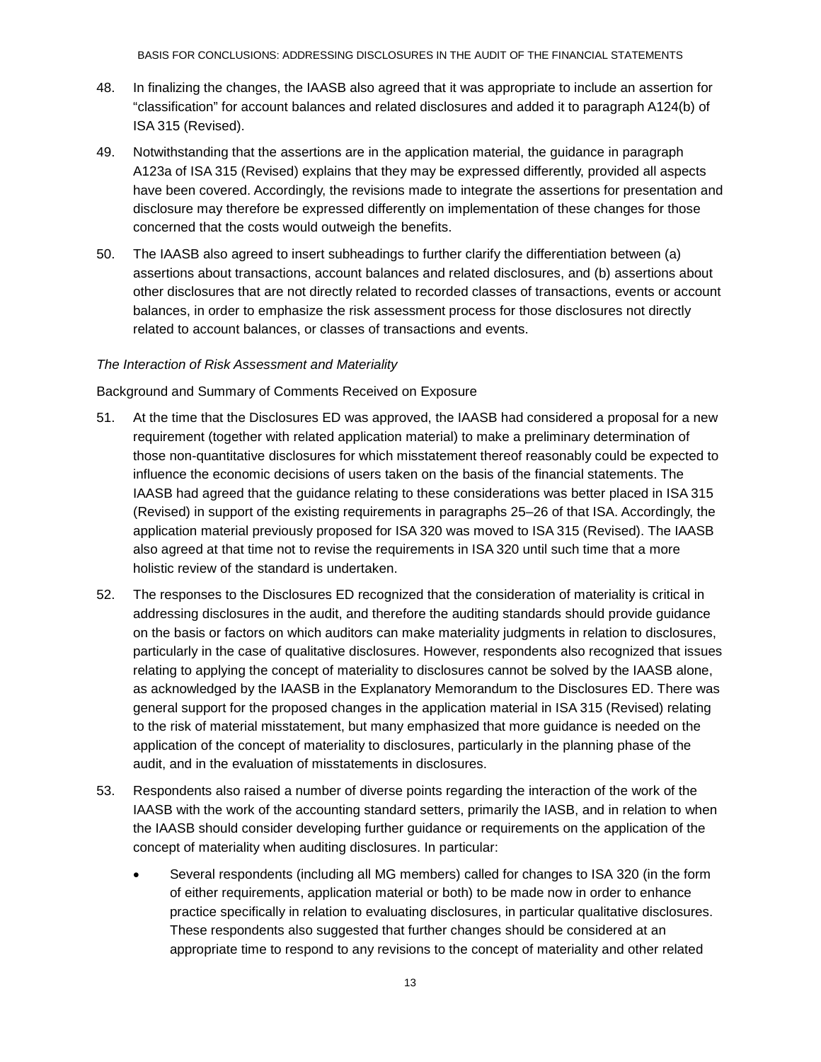48. In finalizing the changes, the IAASB also agreed that it was appropriate to include an assertion for "classification" for account balances and related disclosures and added it to paragraph A124(b) of ISA 315 (Revised).

49. Notwithstanding that the assertions are in the application material, the guidance in paragraph A123a of ISA 315 (Revised) explains that they may be expressed differently, provided all aspects have been covered. Accordingly, the revisions made to integrate the assertions for presentation and disclosure may therefore be expressed differently on implementation of these changes for those concerned that the costs would outweigh the benefits.

50. The IAASB also agreed to insert subheadings to further clarify the differentiation between (a) assertions about transactions, account balances and related disclosures, and (b) assertions about other disclosures that are not directly related to recorded classes of transactions, events or account balances, in order to emphasize the risk assessment process for those disclosures not directly related to account balances, or classes of transactions and events.

*The Interaction of Risk Assessment and Materiality*

Background and Summary of Comments Received on Exposure

51. At the time that the Disclosures ED was approved, the IAASB had considered a proposal for a new requirement (together with related application material) to make a preliminary determination of those non-quantitative disclosures for which misstatement thereof reasonably could be expected to influence the economic decisions of users taken on the basis of the financial statements. The IAASB had agreed that the guidance relating to these considerations was better placed in ISA 315 (Revised) in support of the existing requirements in paragraphs 25–26 of that ISA. Accordingly, the application material previously proposed for ISA 320 was moved to ISA 315 (Revised). The IAASB also agreed at that time not to revise the requirements in ISA 320 until such time that a more holistic review of the standard is undertaken.

52. The responses to the Disclosures ED recognized that the consideration of materiality is critical in addressing disclosures in the audit, and therefore the auditing standards should provide guidance on the basis or factors on which auditors can make materiality judgments in relation to disclosures, particularly in the case of qualitative disclosures. However, respondents also recognized that issues relating to applying the concept of materiality to disclosures cannot be solved by the IAASB alone, as acknowledged by the IAASB in the Explanatory Memorandum to the Disclosures ED. There was general support for the proposed changes in the application material in ISA 315 (Revised) relating to the risk of material misstatement, but many emphasized that more guidance is needed on the application of the concept of materiality to disclosures, particularly in the planning phase of the audit, and in the evaluation of misstatements in disclosures.

53. Respondents also raised a number of diverse points regarding the interaction of the work of the IAASB with the work of the accounting standard setters, primarily the IASB, and in relation to when the IAASB should consider developing further guidance or requirements on the application of the concept of materiality when auditing disclosures. In particular:

   - Several respondents (including all MG members) called for changes to ISA 320 (in the form of either requirements, application material or both) to be made now in order to enhance practice specifically in relation to evaluating disclosures, in particular qualitative disclosures. These respondents also suggested that further changes should be considered at an appropriate time to respond to any revisions to the concept of materiality and other related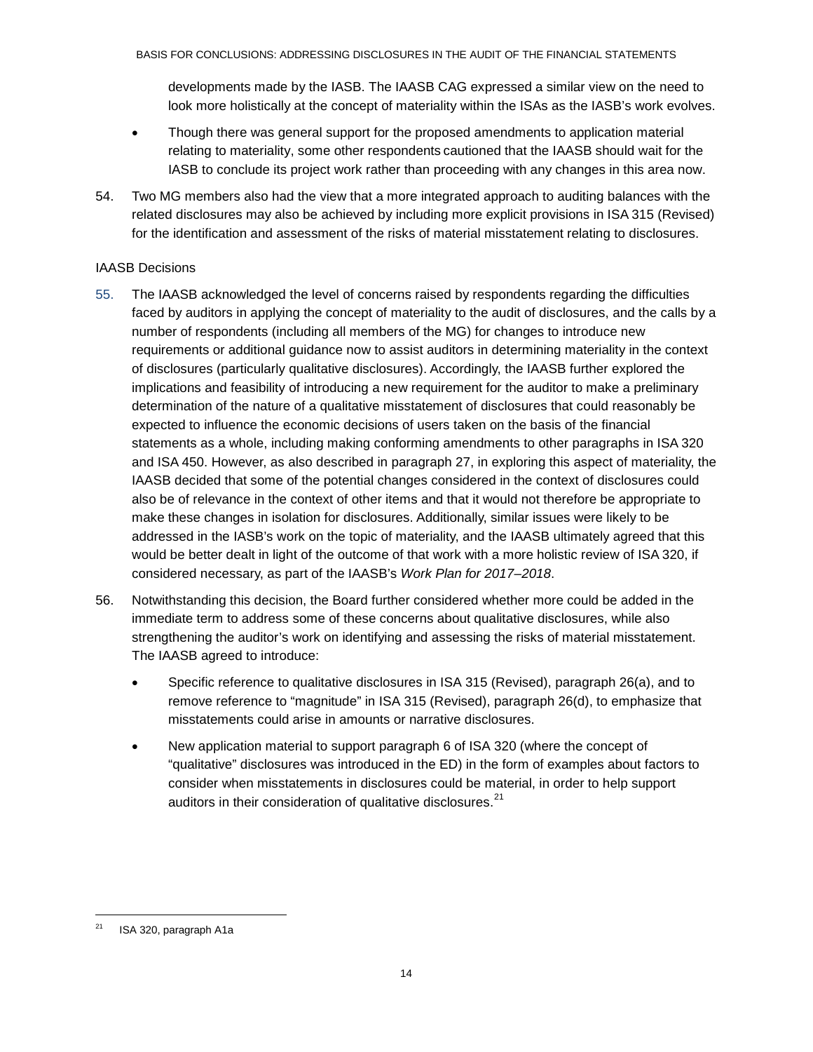developments made by the IASB. The IAASB CAG expressed a similar view on the need to look more holistically at the concept of materiality within the ISAs as the IASB's work evolves.

- Though there was general support for the proposed amendments to application material relating to materiality, some other respondents cautioned that the IAASB should wait for the IASB to conclude its project work rather than proceeding with any changes in this area now.

54. Two MG members also had the view that a more integrated approach to auditing balances with the related disclosures may also be achieved by including more explicit provisions in ISA 315 (Revised) for the identification and assessment of the risks of material misstatement relating to disclosures.

IAASB Decisions

55. The IAASB acknowledged the level of concerns raised by respondents regarding the difficulties faced by auditors in applying the concept of materiality to the audit of disclosures, and the calls by a number of respondents (including all members of the MG) for changes to introduce new requirements or additional guidance now to assist auditors in determining materiality in the context of disclosures (particularly qualitative disclosures). Accordingly, the IAASB further explored the implications and feasibility of introducing a new requirement for the auditor to make a preliminary determination of the nature of a qualitative misstatement of disclosures that could reasonably be expected to influence the economic decisions of users taken on the basis of the financial statements as a whole, including making conforming amendments to other paragraphs in ISA 320 and ISA 450. However, as also described in paragraph 27, in exploring this aspect of materiality, the IAASB decided that some of the potential changes considered in the context of disclosures could also be of relevance in the context of other items and that it would not therefore be appropriate to make these changes in isolation for disclosures. Additionally, similar issues were likely to be addressed in the IASB's work on the topic of materiality, and the IAASB ultimately agreed that this would be better dealt in light of the outcome of that work with a more holistic review of ISA 320, if considered necessary, as part of the IAASB's *Work Plan for 2017–2018*.

56. Notwithstanding this decision, the Board further considered whether more could be added in the immediate term to address some of these concerns about qualitative disclosures, while also strengthening the auditor's work on identifying and assessing the risks of material misstatement. The IAASB agreed to introduce:

- Specific reference to qualitative disclosures in ISA 315 (Revised), paragraph 26(a), and to remove reference to "magnitude" in ISA 315 (Revised), paragraph 26(d), to emphasize that misstatements could arise in amounts or narrative disclosures.
- New application material to support paragraph 6 of ISA 320 (where the concept of "qualitative" disclosures was introduced in the ED) in the form of examples about factors to consider when misstatements in disclosures could be material, in order to help support auditors in their consideration of qualitative disclosures.[21]

[21] ISA 320, paragraph A1a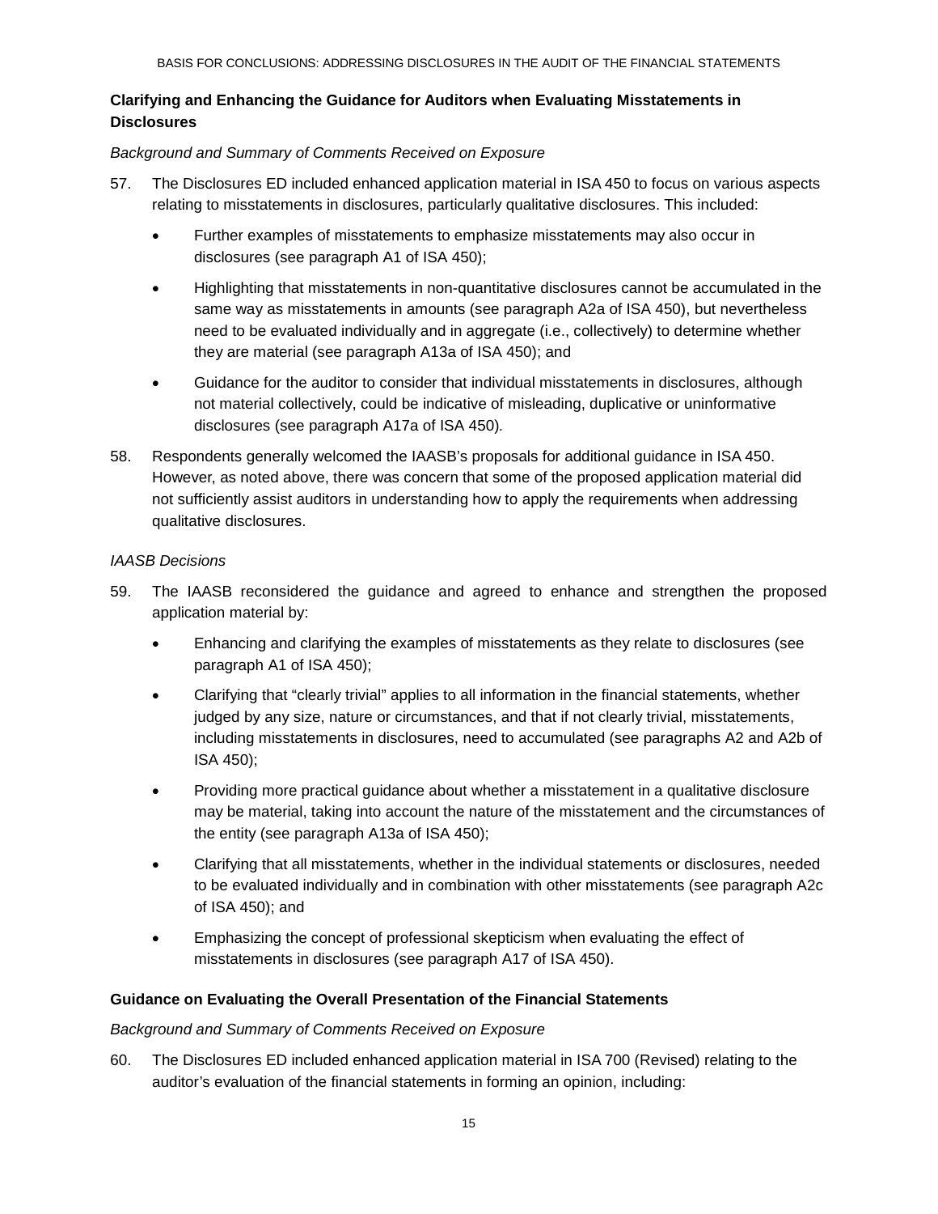## Clarifying and Enhancing the Guidance for Auditors when Evaluating Misstatements in Disclosures

*Background and Summary of Comments Received on Exposure*

57. The Disclosures ED included enhanced application material in ISA 450 to focus on various aspects relating to misstatements in disclosures, particularly qualitative disclosures. This included:

    - Further examples of misstatements to emphasize misstatements may also occur in disclosures (see paragraph A1 of ISA 450);
    - Highlighting that misstatements in non-quantitative disclosures cannot be accumulated in the same way as misstatements in amounts (see paragraph A2a of ISA 450), but nevertheless need to be evaluated individually and in aggregate (i.e., collectively) to determine whether they are material (see paragraph A13a of ISA 450); and
    - Guidance for the auditor to consider that individual misstatements in disclosures, although not material collectively, could be indicative of misleading, duplicative or uninformative disclosures (see paragraph A17a of ISA 450).

58. Respondents generally welcomed the IAASB's proposals for additional guidance in ISA 450. However, as noted above, there was concern that some of the proposed application material did not sufficiently assist auditors in understanding how to apply the requirements when addressing qualitative disclosures.

*IAASB Decisions*

59. The IAASB reconsidered the guidance and agreed to enhance and strengthen the proposed application material by:

    - Enhancing and clarifying the examples of misstatements as they relate to disclosures (see paragraph A1 of ISA 450);
    - Clarifying that "clearly trivial" applies to all information in the financial statements, whether judged by any size, nature or circumstances, and that if not clearly trivial, misstatements, including misstatements in disclosures, need to accumulated (see paragraphs A2 and A2b of ISA 450);
    - Providing more practical guidance about whether a misstatement in a qualitative disclosure may be material, taking into account the nature of the misstatement and the circumstances of the entity (see paragraph A13a of ISA 450);
    - Clarifying that all misstatements, whether in the individual statements or disclosures, needed to be evaluated individually and in combination with other misstatements (see paragraph A2c of ISA 450); and
    - Emphasizing the concept of professional skepticism when evaluating the effect of misstatements in disclosures (see paragraph A17 of ISA 450).

## Guidance on Evaluating the Overall Presentation of the Financial Statements

*Background and Summary of Comments Received on Exposure*

60. The Disclosures ED included enhanced application material in ISA 700 (Revised) relating to the auditor's evaluation of the financial statements in forming an opinion, including: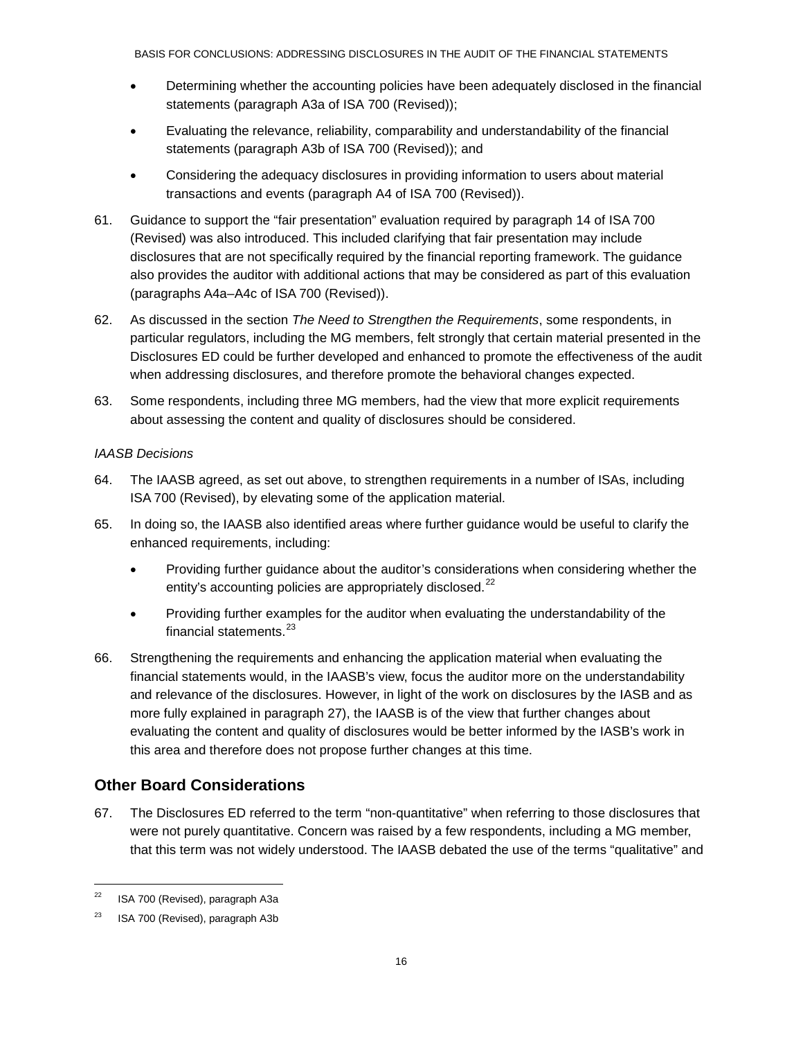- Determining whether the accounting policies have been adequately disclosed in the financial statements (paragraph A3a of ISA 700 (Revised));
- Evaluating the relevance, reliability, comparability and understandability of the financial statements (paragraph A3b of ISA 700 (Revised)); and
- Considering the adequacy disclosures in providing information to users about material transactions and events (paragraph A4 of ISA 700 (Revised)).

61. Guidance to support the "fair presentation" evaluation required by paragraph 14 of ISA 700 (Revised) was also introduced. This included clarifying that fair presentation may include disclosures that are not specifically required by the financial reporting framework. The guidance also provides the auditor with additional actions that may be considered as part of this evaluation (paragraphs A4a–A4c of ISA 700 (Revised)).

62. As discussed in the section *The Need to Strengthen the Requirements*, some respondents, in particular regulators, including the MG members, felt strongly that certain material presented in the Disclosures ED could be further developed and enhanced to promote the effectiveness of the audit when addressing disclosures, and therefore promote the behavioral changes expected.

63. Some respondents, including three MG members, had the view that more explicit requirements about assessing the content and quality of disclosures should be considered.

*IAASB Decisions*

64. The IAASB agreed, as set out above, to strengthen requirements in a number of ISAs, including ISA 700 (Revised), by elevating some of the application material.

65. In doing so, the IAASB also identified areas where further guidance would be useful to clarify the enhanced requirements, including:
    - Providing further guidance about the auditor's considerations when considering whether the entity's accounting policies are appropriately disclosed.[22]
    - Providing further examples for the auditor when evaluating the understandability of the financial statements.[23]

66. Strengthening the requirements and enhancing the application material when evaluating the financial statements would, in the IAASB's view, focus the auditor more on the understandability and relevance of the disclosures. However, in light of the work on disclosures by the IASB and as more fully explained in paragraph 27), the IAASB is of the view that further changes about evaluating the content and quality of disclosures would be better informed by the IASB's work in this area and therefore does not propose further changes at this time.

## Other Board Considerations

67. The Disclosures ED referred to the term "non-quantitative" when referring to those disclosures that were not purely quantitative. Concern was raised by a few respondents, including a MG member, that this term was not widely understood. The IAASB debated the use of the terms "qualitative" and

---

[22] ISA 700 (Revised), paragraph A3a

[23] ISA 700 (Revised), paragraph A3b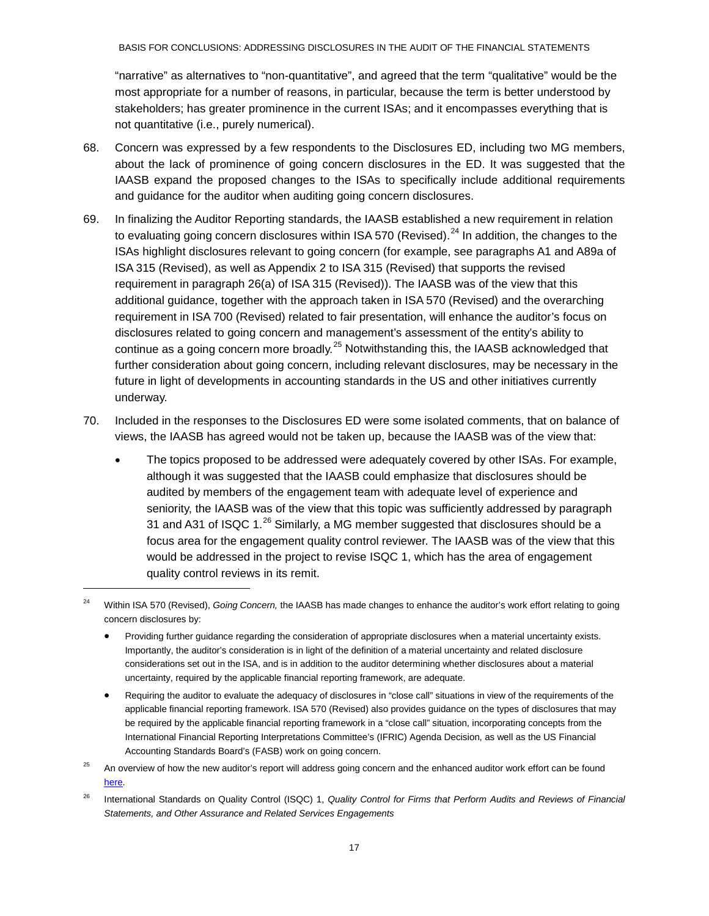"narrative" as alternatives to "non-quantitative", and agreed that the term "qualitative" would be the most appropriate for a number of reasons, in particular, because the term is better understood by stakeholders; has greater prominence in the current ISAs; and it encompasses everything that is not quantitative (i.e., purely numerical).

68. Concern was expressed by a few respondents to the Disclosures ED, including two MG members, about the lack of prominence of going concern disclosures in the ED. It was suggested that the IAASB expand the proposed changes to the ISAs to specifically include additional requirements and guidance for the auditor when auditing going concern disclosures.

69. In finalizing the Auditor Reporting standards, the IAASB established a new requirement in relation to evaluating going concern disclosures within ISA 570 (Revised).[24] In addition, the changes to the ISAs highlight disclosures relevant to going concern (for example, see paragraphs A1 and A89a of ISA 315 (Revised), as well as Appendix 2 to ISA 315 (Revised) that supports the revised requirement in paragraph 26(a) of ISA 315 (Revised)). The IAASB was of the view that this additional guidance, together with the approach taken in ISA 570 (Revised) and the overarching requirement in ISA 700 (Revised) related to fair presentation, will enhance the auditor's focus on disclosures related to going concern and management's assessment of the entity's ability to continue as a going concern more broadly.[25] Notwithstanding this, the IAASB acknowledged that further consideration about going concern, including relevant disclosures, may be necessary in the future in light of developments in accounting standards in the US and other initiatives currently underway.

70. Included in the responses to the Disclosures ED were some isolated comments, that on balance of views, the IAASB has agreed would not be taken up, because the IAASB was of the view that:

   - The topics proposed to be addressed were adequately covered by other ISAs. For example, although it was suggested that the IAASB could emphasize that disclosures should be audited by members of the engagement team with adequate level of experience and seniority, the IAASB was of the view that this topic was sufficiently addressed by paragraph 31 and A31 of ISQC 1.[26] Similarly, a MG member suggested that disclosures should be a focus area for the engagement quality control reviewer. The IAASB was of the view that this would be addressed in the project to revise ISQC 1, which has the area of engagement quality control reviews in its remit.

---

[24] Within ISA 570 (Revised), *Going Concern,* the IAASB has made changes to enhance the auditor's work effort relating to going concern disclosures by:

- Providing further guidance regarding the consideration of appropriate disclosures when a material uncertainty exists. Importantly, the auditor's consideration is in light of the definition of a material uncertainty and related disclosure considerations set out in the ISA, and is in addition to the auditor determining whether disclosures about a material uncertainty, required by the applicable financial reporting framework, are adequate.
- Requiring the auditor to evaluate the adequacy of disclosures in "close call" situations in view of the requirements of the applicable financial reporting framework. ISA 570 (Revised) also provides guidance on the types of disclosures that may be required by the applicable financial reporting framework in a "close call" situation, incorporating concepts from the International Financial Reporting Interpretations Committee's (IFRIC) Agenda Decision, as well as the US Financial Accounting Standards Board's (FASB) work on going concern.

[25] An overview of how the new auditor's report will address going concern and the enhanced auditor work effort can be found here.

[26] International Standards on Quality Control (ISQC) 1, *Quality Control for Firms that Perform Audits and Reviews of Financial Statements, and Other Assurance and Related Services Engagements*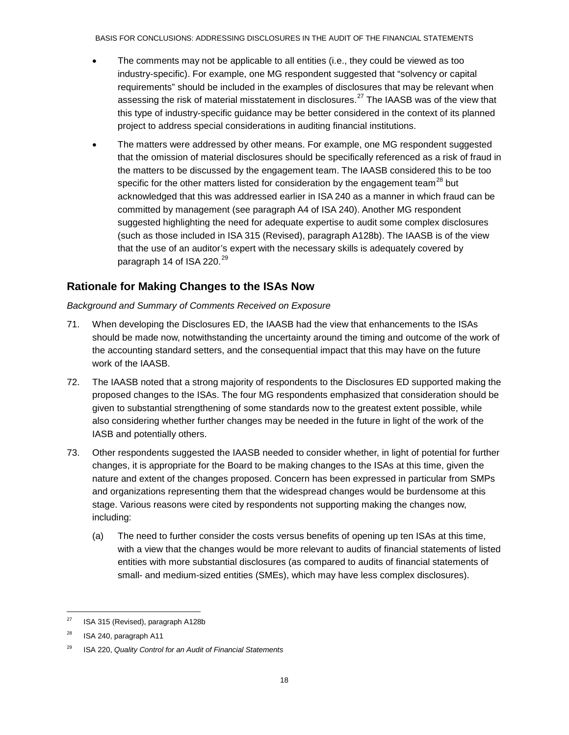- The comments may not be applicable to all entities (i.e., they could be viewed as too industry-specific). For example, one MG respondent suggested that "solvency or capital requirements" should be included in the examples of disclosures that may be relevant when assessing the risk of material misstatement in disclosures.[27] The IAASB was of the view that this type of industry-specific guidance may be better considered in the context of its planned project to address special considerations in auditing financial institutions.
- The matters were addressed by other means. For example, one MG respondent suggested that the omission of material disclosures should be specifically referenced as a risk of fraud in the matters to be discussed by the engagement team. The IAASB considered this to be too specific for the other matters listed for consideration by the engagement team[28] but acknowledged that this was addressed earlier in ISA 240 as a manner in which fraud can be committed by management (see paragraph A4 of ISA 240). Another MG respondent suggested highlighting the need for adequate expertise to audit some complex disclosures (such as those included in ISA 315 (Revised), paragraph A128b). The IAASB is of the view that the use of an auditor's expert with the necessary skills is adequately covered by paragraph 14 of ISA 220.[29]

## Rationale for Making Changes to the ISAs Now

*Background and Summary of Comments Received on Exposure*

71. When developing the Disclosures ED, the IAASB had the view that enhancements to the ISAs should be made now, notwithstanding the uncertainty around the timing and outcome of the work of the accounting standard setters, and the consequential impact that this may have on the future work of the IAASB.

72. The IAASB noted that a strong majority of respondents to the Disclosures ED supported making the proposed changes to the ISAs. The four MG respondents emphasized that consideration should be given to substantial strengthening of some standards now to the greatest extent possible, while also considering whether further changes may be needed in the future in light of the work of the IASB and potentially others.

73. Other respondents suggested the IAASB needed to consider whether, in light of potential for further changes, it is appropriate for the Board to be making changes to the ISAs at this time, given the nature and extent of the changes proposed. Concern has been expressed in particular from SMPs and organizations representing them that the widespread changes would be burdensome at this stage. Various reasons were cited by respondents not supporting making the changes now, including:

    (a) The need to further consider the costs versus benefits of opening up ten ISAs at this time, with a view that the changes would be more relevant to audits of financial statements of listed entities with more substantial disclosures (as compared to audits of financial statements of small- and medium-sized entities (SMEs), which may have less complex disclosures).

---

[27] ISA 315 (Revised), paragraph A128b

[28] ISA 240, paragraph A11

[29] ISA 220, *Quality Control for an Audit of Financial Statements*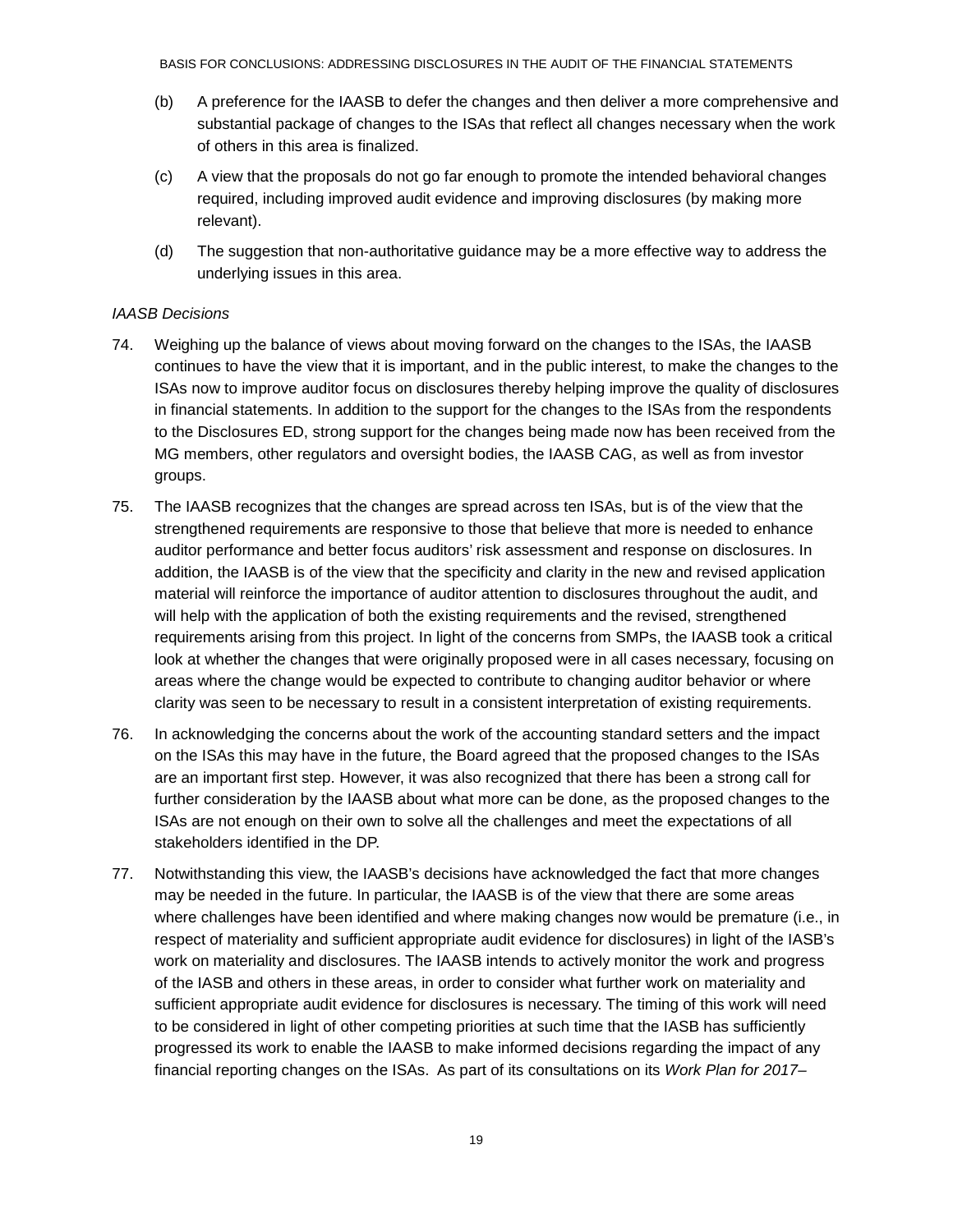(b) A preference for the IAASB to defer the changes and then deliver a more comprehensive and substantial package of changes to the ISAs that reflect all changes necessary when the work of others in this area is finalized.

(c) A view that the proposals do not go far enough to promote the intended behavioral changes required, including improved audit evidence and improving disclosures (by making more relevant).

(d) The suggestion that non-authoritative guidance may be a more effective way to address the underlying issues in this area.

*IAASB Decisions*

74. Weighing up the balance of views about moving forward on the changes to the ISAs, the IAASB continues to have the view that it is important, and in the public interest, to make the changes to the ISAs now to improve auditor focus on disclosures thereby helping improve the quality of disclosures in financial statements. In addition to the support for the changes to the ISAs from the respondents to the Disclosures ED, strong support for the changes being made now has been received from the MG members, other regulators and oversight bodies, the IAASB CAG, as well as from investor groups.

75. The IAASB recognizes that the changes are spread across ten ISAs, but is of the view that the strengthened requirements are responsive to those that believe that more is needed to enhance auditor performance and better focus auditors' risk assessment and response on disclosures. In addition, the IAASB is of the view that the specificity and clarity in the new and revised application material will reinforce the importance of auditor attention to disclosures throughout the audit, and will help with the application of both the existing requirements and the revised, strengthened requirements arising from this project. In light of the concerns from SMPs, the IAASB took a critical look at whether the changes that were originally proposed were in all cases necessary, focusing on areas where the change would be expected to contribute to changing auditor behavior or where clarity was seen to be necessary to result in a consistent interpretation of existing requirements.

76. In acknowledging the concerns about the work of the accounting standard setters and the impact on the ISAs this may have in the future, the Board agreed that the proposed changes to the ISAs are an important first step. However, it was also recognized that there has been a strong call for further consideration by the IAASB about what more can be done, as the proposed changes to the ISAs are not enough on their own to solve all the challenges and meet the expectations of all stakeholders identified in the DP.

77. Notwithstanding this view, the IAASB's decisions have acknowledged the fact that more changes may be needed in the future. In particular, the IAASB is of the view that there are some areas where challenges have been identified and where making changes now would be premature (i.e., in respect of materiality and sufficient appropriate audit evidence for disclosures) in light of the IASB's work on materiality and disclosures. The IAASB intends to actively monitor the work and progress of the IASB and others in these areas, in order to consider what further work on materiality and sufficient appropriate audit evidence for disclosures is necessary. The timing of this work will need to be considered in light of other competing priorities at such time that the IASB has sufficiently progressed its work to enable the IAASB to make informed decisions regarding the impact of any financial reporting changes on the ISAs. As part of its consultations on its *Work Plan for 2017–*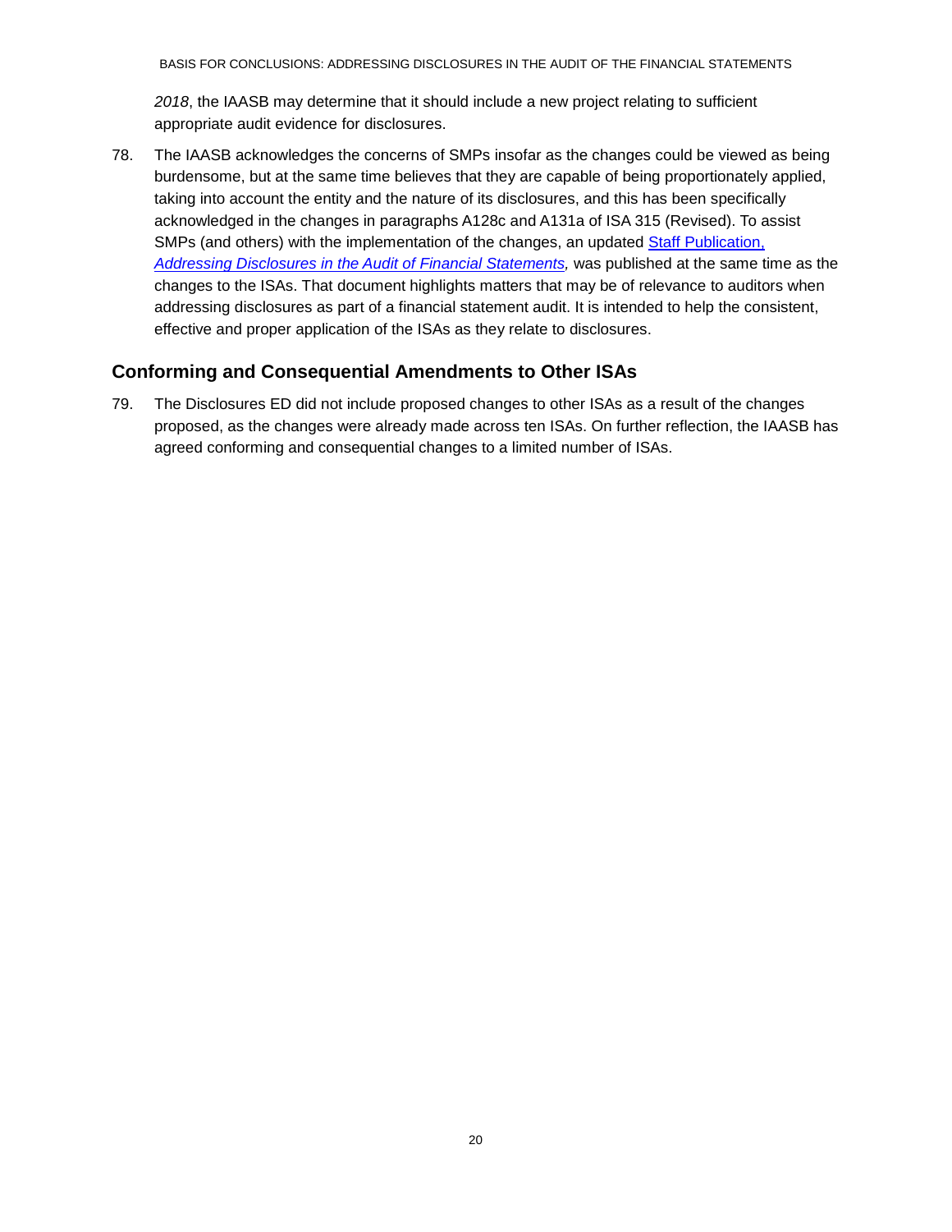*2018*, the IAASB may determine that it should include a new project relating to sufficient appropriate audit evidence for disclosures.

78. The IAASB acknowledges the concerns of SMPs insofar as the changes could be viewed as being burdensome, but at the same time believes that they are capable of being proportionately applied, taking into account the entity and the nature of its disclosures, and this has been specifically acknowledged in the changes in paragraphs A128c and A131a of ISA 315 (Revised). To assist SMPs (and others) with the implementation of the changes, an updated Staff Publication, *Addressing Disclosures in the Audit of Financial Statements,* was published at the same time as the changes to the ISAs. That document highlights matters that may be of relevance to auditors when addressing disclosures as part of a financial statement audit. It is intended to help the consistent, effective and proper application of the ISAs as they relate to disclosures.

## Conforming and Consequential Amendments to Other ISAs

79. The Disclosures ED did not include proposed changes to other ISAs as a result of the changes proposed, as the changes were already made across ten ISAs. On further reflection, the IAASB has agreed conforming and consequential changes to a limited number of ISAs.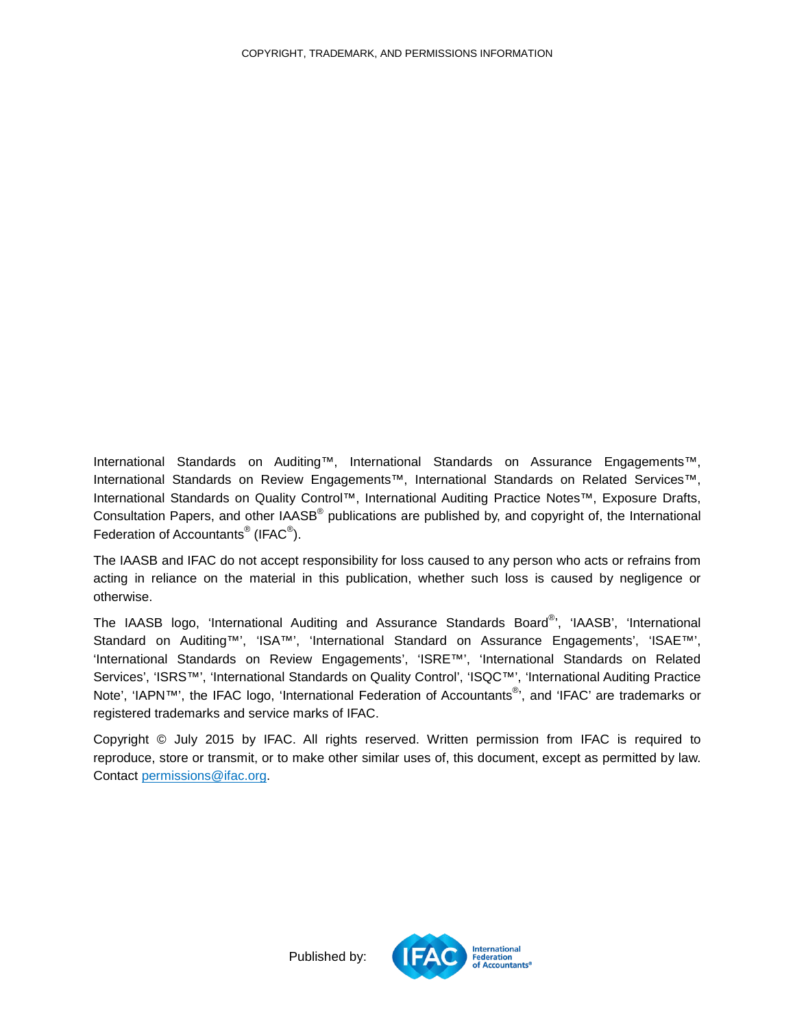COPYRIGHT, TRADEMARK, AND PERMISSIONS INFORMATION

International Standards on Auditing™, International Standards on Assurance Engagements™, International Standards on Review Engagements™, International Standards on Related Services™, International Standards on Quality Control™, International Auditing Practice Notes™, Exposure Drafts, Consultation Papers, and other IAASB® publications are published by, and copyright of, the International Federation of Accountants® (IFAC®).

The IAASB and IFAC do not accept responsibility for loss caused to any person who acts or refrains from acting in reliance on the material in this publication, whether such loss is caused by negligence or otherwise.

The IAASB logo, 'International Auditing and Assurance Standards Board®', 'IAASB', 'International Standard on Auditing™', 'ISA™', 'International Standard on Assurance Engagements', 'ISAE™', 'International Standards on Review Engagements', 'ISRE™', 'International Standards on Related Services', 'ISRS™', 'International Standards on Quality Control', 'ISQC™', 'International Auditing Practice Note', 'IAPN™', the IFAC logo, 'International Federation of Accountants®', and 'IFAC' are trademarks or registered trademarks and service marks of IFAC.

Copyright © July 2015 by IFAC. All rights reserved. Written permission from IFAC is required to reproduce, store or transmit, or to make other similar uses of, this document, except as permitted by law. Contact permissions@ifac.org.

Published by: IFAC International Federation of Accountants®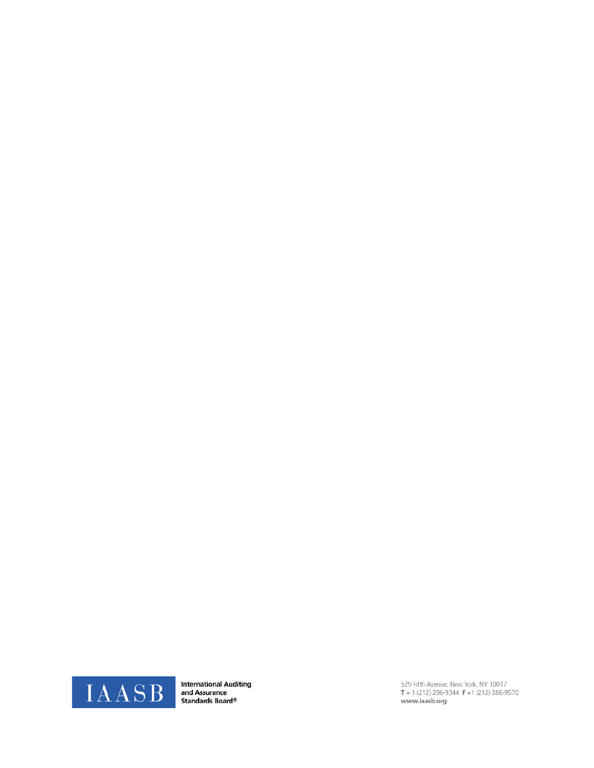IAASB

International Auditing and Assurance Standards Board®

529 Fifth Avenue, New York, NY 10017
T + 1 (212) 286-9344 F +1 (212) 286-9570
www.iaasb.org